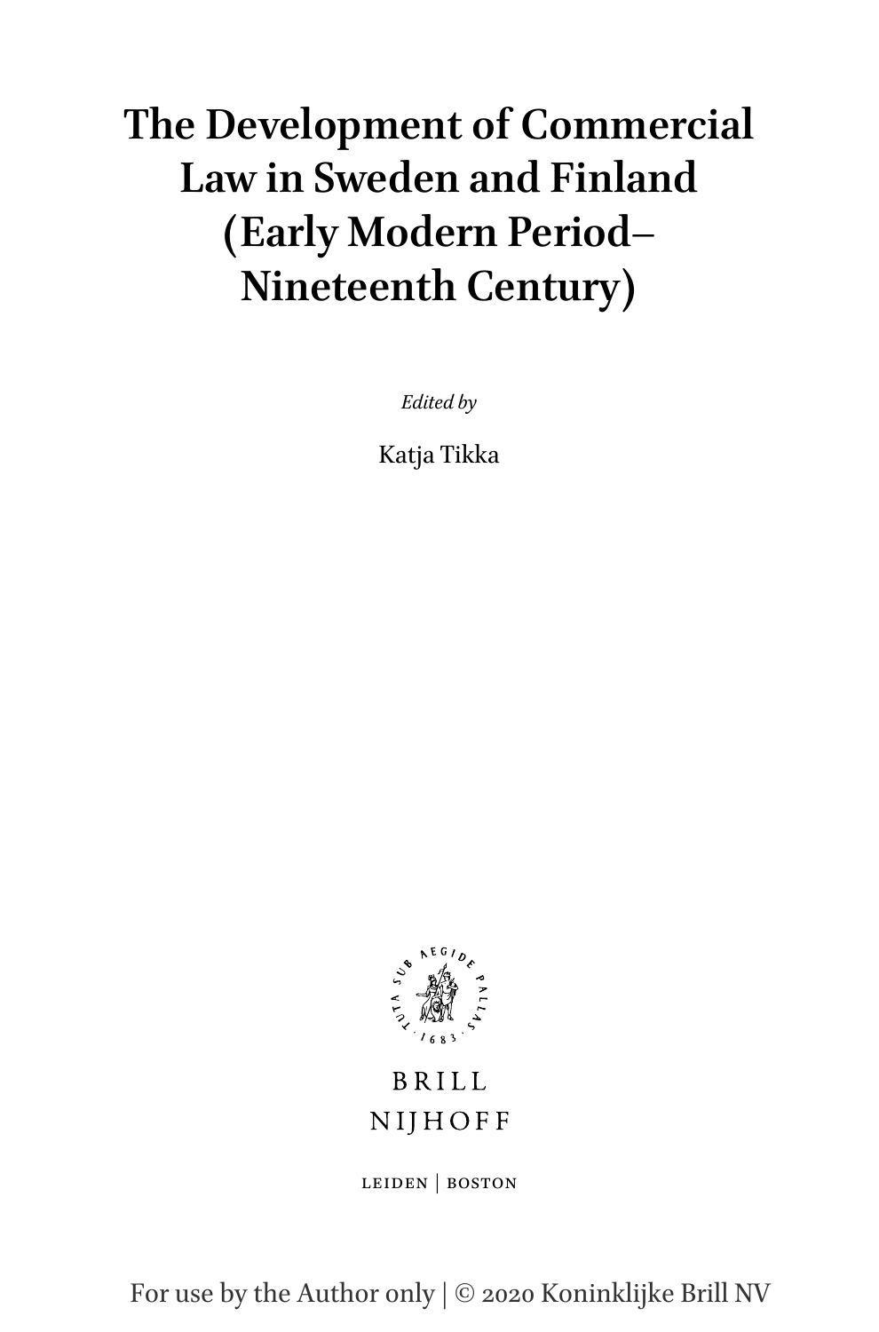# The Development of Commercial Law in Sweden and Finland (Early Modern Period–Nineteenth Century)

*Edited by*

Katja Tikka

BRILL

NIJHOFF

LEIDEN | BOSTON

For use by the Author only | © 2020 Koninklijke Brill NV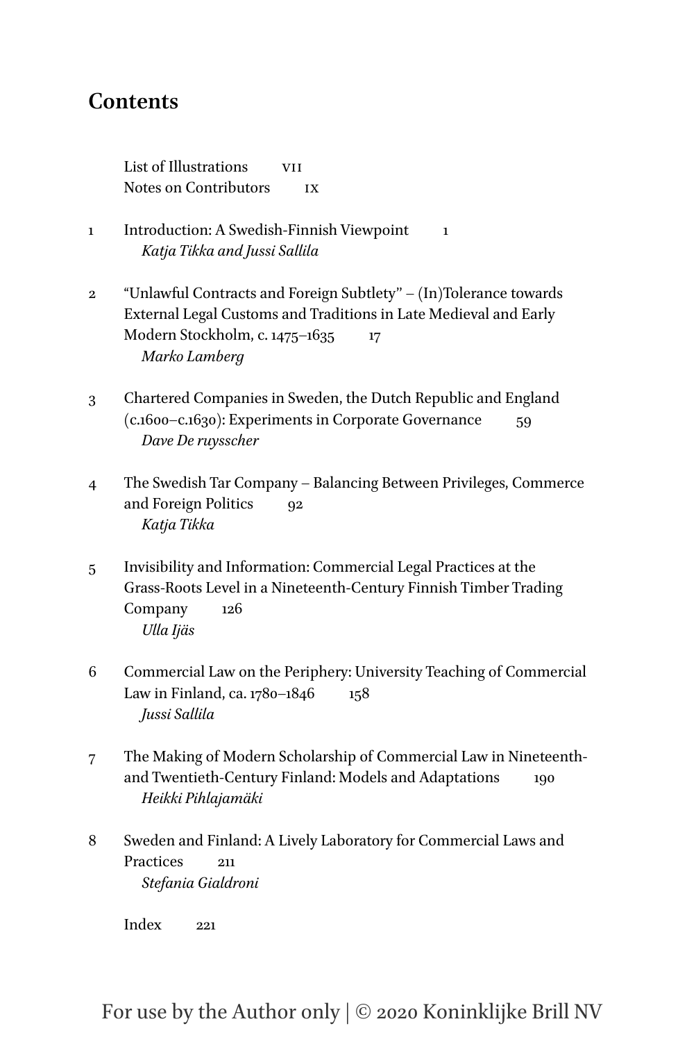# Contents

List of Illustrations VII
Notes on Contributors IX

1 Introduction: A Swedish-Finnish Viewpoint 1
*Katja Tikka and Jussi Sallila*

2 "Unlawful Contracts and Foreign Subtlety" – (In)Tolerance towards External Legal Customs and Traditions in Late Medieval and Early Modern Stockholm, c. 1475–1635 17
*Marko Lamberg*

3 Chartered Companies in Sweden, the Dutch Republic and England (c.1600–c.1630): Experiments in Corporate Governance 59
*Dave De ruysscher*

4 The Swedish Tar Company – Balancing Between Privileges, Commerce and Foreign Politics 92
*Katja Tikka*

5 Invisibility and Information: Commercial Legal Practices at the Grass-Roots Level in a Nineteenth-Century Finnish Timber Trading Company 126
*Ulla Ijäs*

6 Commercial Law on the Periphery: University Teaching of Commercial Law in Finland, ca. 1780–1846 158
*Jussi Sallila*

7 The Making of Modern Scholarship of Commercial Law in Nineteenth- and Twentieth-Century Finland: Models and Adaptations 190
*Heikki Pihlajamäki*

8 Sweden and Finland: A Lively Laboratory for Commercial Laws and Practices 211
*Stefania Gialdroni*

Index 221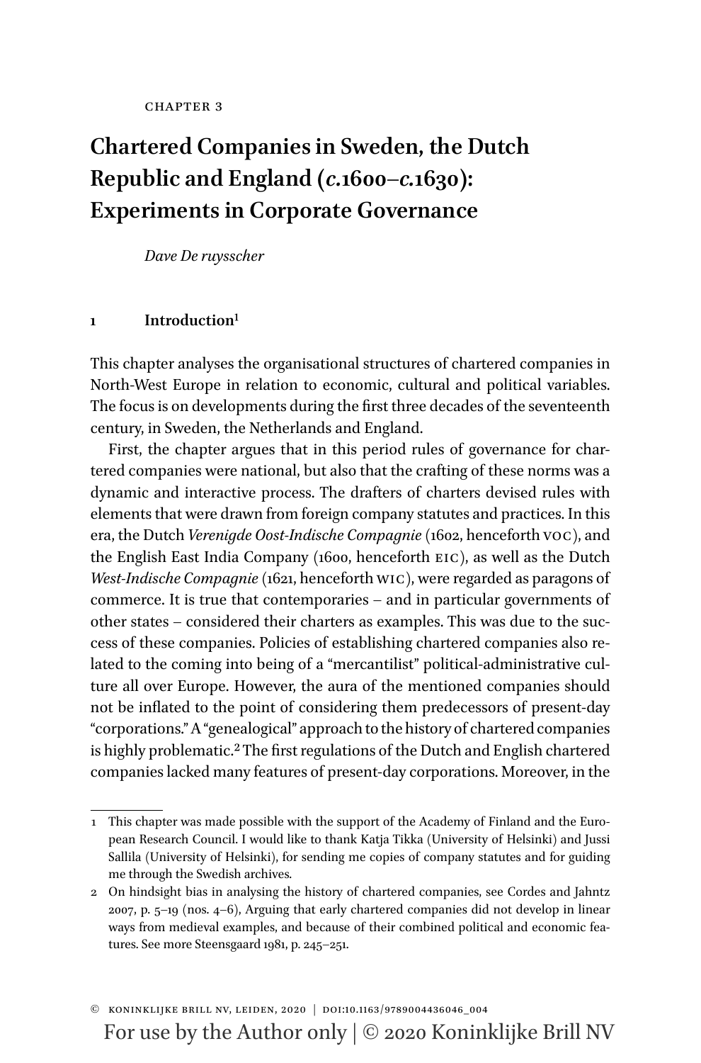CHAPTER 3

# Chartered Companies in Sweden, the Dutch Republic and England (*c.*1600–*c.*1630): Experiments in Corporate Governance

*Dave De ruysscher*

## 1 Introduction[1]

This chapter analyses the organisational structures of chartered companies in North-West Europe in relation to economic, cultural and political variables. The focus is on developments during the first three decades of the seventeenth century, in Sweden, the Netherlands and England.

First, the chapter argues that in this period rules of governance for chartered companies were national, but also that the crafting of these norms was a dynamic and interactive process. The drafters of charters devised rules with elements that were drawn from foreign company statutes and practices. In this era, the Dutch *Verenigde Oost-Indische Compagnie* (1602, henceforth VOC), and the English East India Company (1600, henceforth EIC), as well as the Dutch *West-Indische Compagnie* (1621, henceforth WIC), were regarded as paragons of commerce. It is true that contemporaries – and in particular governments of other states – considered their charters as examples. This was due to the success of these companies. Policies of establishing chartered companies also related to the coming into being of a "mercantilist" political-administrative culture all over Europe. However, the aura of the mentioned companies should not be inflated to the point of considering them predecessors of present-day "corporations." A "genealogical" approach to the history of chartered companies is highly problematic.[2] The first regulations of the Dutch and English chartered companies lacked many features of present-day corporations. Moreover, in the

---

1 This chapter was made possible with the support of the Academy of Finland and the European Research Council. I would like to thank Katja Tikka (University of Helsinki) and Jussi Sallila (University of Helsinki), for sending me copies of company statutes and for guiding me through the Swedish archives.

2 On hindsight bias in analysing the history of chartered companies, see Cordes and Jahntz 2007, p. 5–19 (nos. 4–6), Arguing that early chartered companies did not develop in linear ways from medieval examples, and because of their combined political and economic features. See more Steensgaard 1981, p. 245–251.

© KONINKLIJKE BRILL NV, LEIDEN, 2020 | DOI:10.1163/9789004436046_004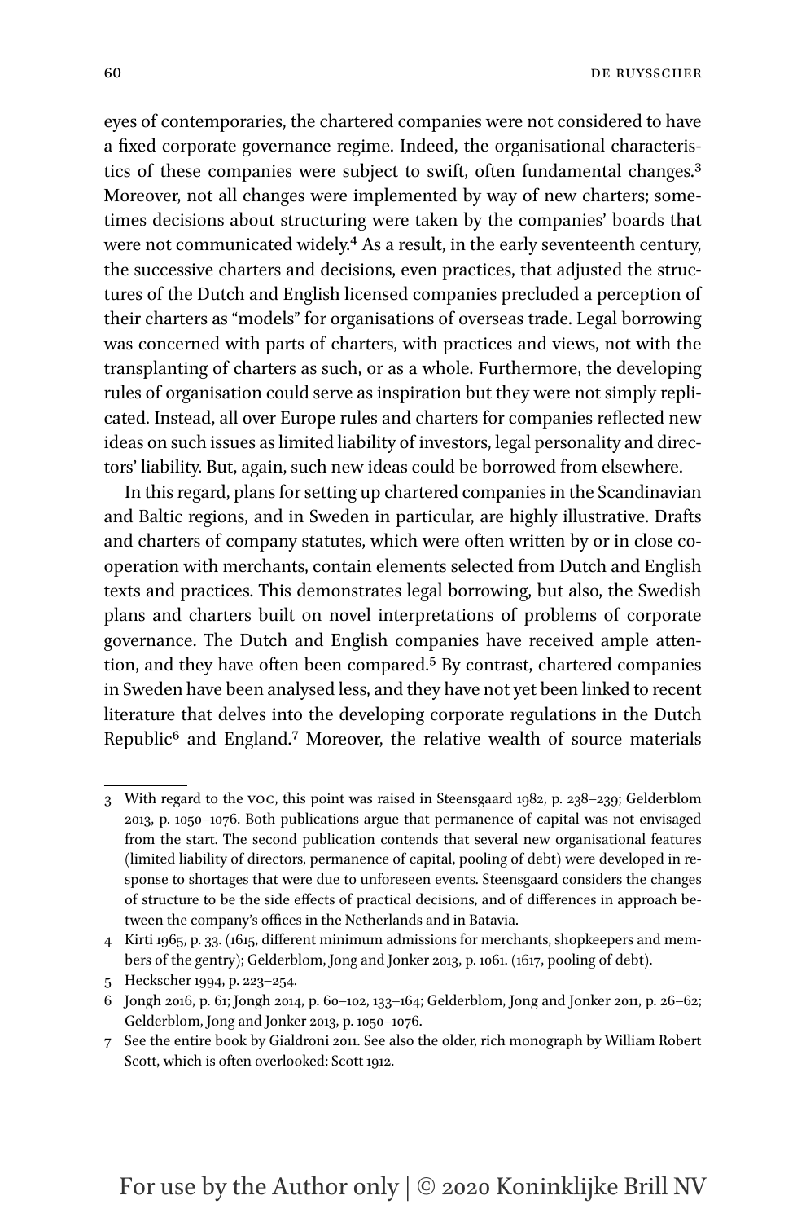eyes of contemporaries, the chartered companies were not considered to have a fixed corporate governance regime. Indeed, the organisational characteristics of these companies were subject to swift, often fundamental changes.[3] Moreover, not all changes were implemented by way of new charters; sometimes decisions about structuring were taken by the companies' boards that were not communicated widely.[4] As a result, in the early seventeenth century, the successive charters and decisions, even practices, that adjusted the structures of the Dutch and English licensed companies precluded a perception of their charters as "models" for organisations of overseas trade. Legal borrowing was concerned with parts of charters, with practices and views, not with the transplanting of charters as such, or as a whole. Furthermore, the developing rules of organisation could serve as inspiration but they were not simply replicated. Instead, all over Europe rules and charters for companies reflected new ideas on such issues as limited liability of investors, legal personality and directors' liability. But, again, such new ideas could be borrowed from elsewhere.

In this regard, plans for setting up chartered companies in the Scandinavian and Baltic regions, and in Sweden in particular, are highly illustrative. Drafts and charters of company statutes, which were often written by or in close cooperation with merchants, contain elements selected from Dutch and English texts and practices. This demonstrates legal borrowing, but also, the Swedish plans and charters built on novel interpretations of problems of corporate governance. The Dutch and English companies have received ample attention, and they have often been compared.[5] By contrast, chartered companies in Sweden have been analysed less, and they have not yet been linked to recent literature that delves into the developing corporate regulations in the Dutch Republic[6] and England.[7] Moreover, the relative wealth of source materials

---

3 With regard to the VOC, this point was raised in Steensgaard 1982, p. 238–239; Gelderblom 2013, p. 1050–1076. Both publications argue that permanence of capital was not envisaged from the start. The second publication contends that several new organisational features (limited liability of directors, permanence of capital, pooling of debt) were developed in response to shortages that were due to unforeseen events. Steensgaard considers the changes of structure to be the side effects of practical decisions, and of differences in approach between the company's offices in the Netherlands and in Batavia.

4 Kirti 1965, p. 33. (1615, different minimum admissions for merchants, shopkeepers and members of the gentry); Gelderblom, Jong and Jonker 2013, p. 1061. (1617, pooling of debt).

5 Heckscher 1994, p. 223–254.

6 Jongh 2016, p. 61; Jongh 2014, p. 60–102, 133–164; Gelderblom, Jong and Jonker 2011, p. 26–62; Gelderblom, Jong and Jonker 2013, p. 1050–1076.

7 See the entire book by Gialdroni 2011. See also the older, rich monograph by William Robert Scott, which is often overlooked: Scott 1912.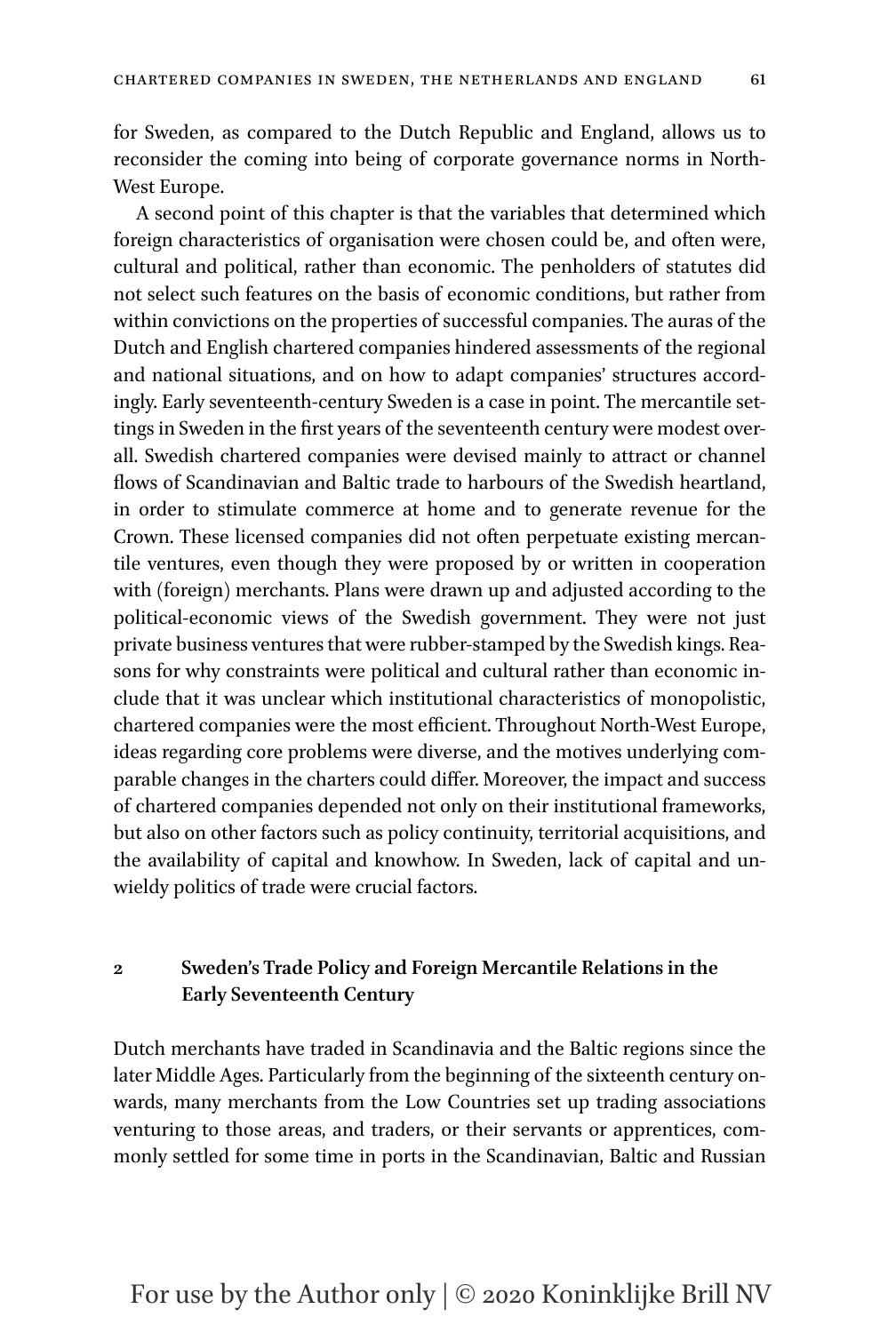for Sweden, as compared to the Dutch Republic and England, allows us to reconsider the coming into being of corporate governance norms in North-West Europe.

A second point of this chapter is that the variables that determined which foreign characteristics of organisation were chosen could be, and often were, cultural and political, rather than economic. The penholders of statutes did not select such features on the basis of economic conditions, but rather from within convictions on the properties of successful companies. The auras of the Dutch and English chartered companies hindered assessments of the regional and national situations, and on how to adapt companies' structures accordingly. Early seventeenth-century Sweden is a case in point. The mercantile settings in Sweden in the first years of the seventeenth century were modest overall. Swedish chartered companies were devised mainly to attract or channel flows of Scandinavian and Baltic trade to harbours of the Swedish heartland, in order to stimulate commerce at home and to generate revenue for the Crown. These licensed companies did not often perpetuate existing mercantile ventures, even though they were proposed by or written in cooperation with (foreign) merchants. Plans were drawn up and adjusted according to the political-economic views of the Swedish government. They were not just private business ventures that were rubber-stamped by the Swedish kings. Reasons for why constraints were political and cultural rather than economic include that it was unclear which institutional characteristics of monopolistic, chartered companies were the most efficient. Throughout North-West Europe, ideas regarding core problems were diverse, and the motives underlying comparable changes in the charters could differ. Moreover, the impact and success of chartered companies depended not only on their institutional frameworks, but also on other factors such as policy continuity, territorial acquisitions, and the availability of capital and knowhow. In Sweden, lack of capital and unwieldy politics of trade were crucial factors.

## 2 Sweden's Trade Policy and Foreign Mercantile Relations in the Early Seventeenth Century

Dutch merchants have traded in Scandinavia and the Baltic regions since the later Middle Ages. Particularly from the beginning of the sixteenth century onwards, many merchants from the Low Countries set up trading associations venturing to those areas, and traders, or their servants or apprentices, commonly settled for some time in ports in the Scandinavian, Baltic and Russian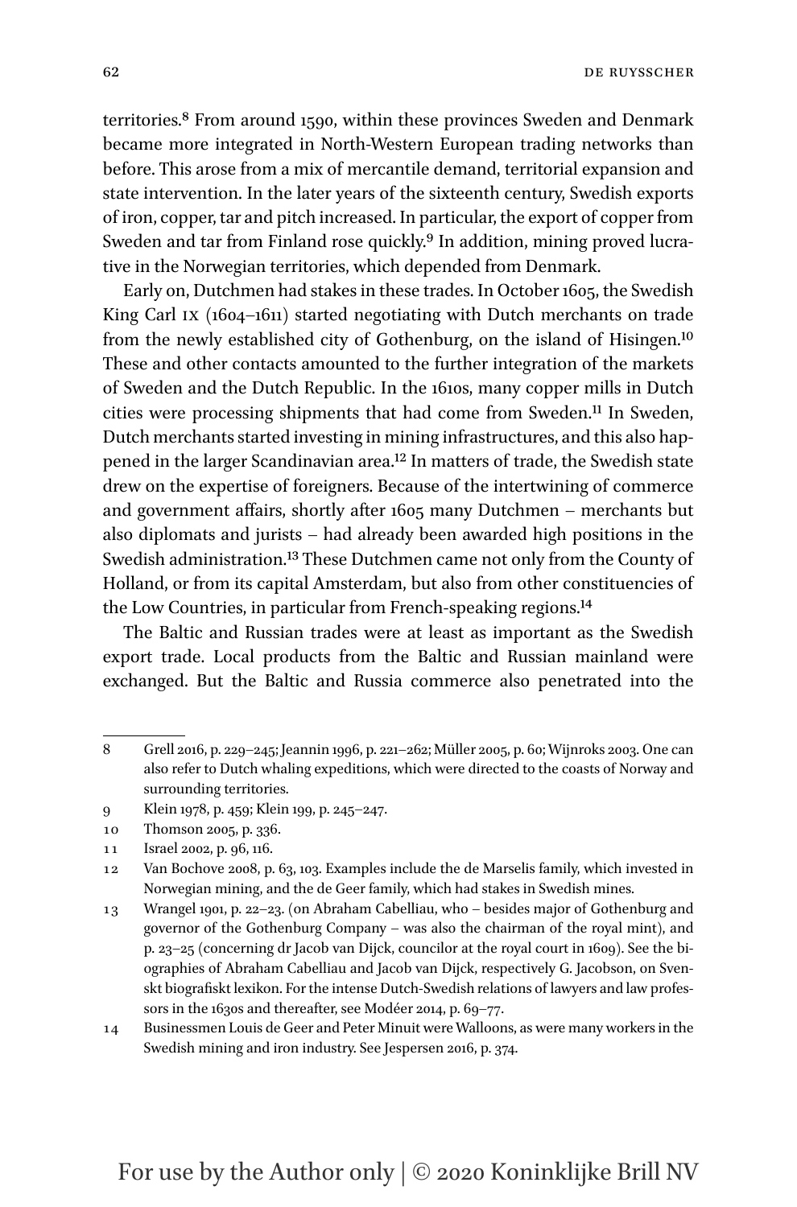territories.[8] From around 1590, within these provinces Sweden and Denmark became more integrated in North-Western European trading networks than before. This arose from a mix of mercantile demand, territorial expansion and state intervention. In the later years of the sixteenth century, Swedish exports of iron, copper, tar and pitch increased. In particular, the export of copper from Sweden and tar from Finland rose quickly.[9] In addition, mining proved lucrative in the Norwegian territories, which depended from Denmark.

Early on, Dutchmen had stakes in these trades. In October 1605, the Swedish King Carl IX (1604–1611) started negotiating with Dutch merchants on trade from the newly established city of Gothenburg, on the island of Hisingen.[10] These and other contacts amounted to the further integration of the markets of Sweden and the Dutch Republic. In the 1610s, many copper mills in Dutch cities were processing shipments that had come from Sweden.[11] In Sweden, Dutch merchants started investing in mining infrastructures, and this also happened in the larger Scandinavian area.[12] In matters of trade, the Swedish state drew on the expertise of foreigners. Because of the intertwining of commerce and government affairs, shortly after 1605 many Dutchmen – merchants but also diplomats and jurists – had already been awarded high positions in the Swedish administration.[13] These Dutchmen came not only from the County of Holland, or from its capital Amsterdam, but also from other constituencies of the Low Countries, in particular from French-speaking regions.[14]

The Baltic and Russian trades were at least as important as the Swedish export trade. Local products from the Baltic and Russian mainland were exchanged. But the Baltic and Russia commerce also penetrated into the

---

8 Grell 2016, p. 229–245; Jeannin 1996, p. 221–262; Müller 2005, p. 60; Wijnroks 2003. One can also refer to Dutch whaling expeditions, which were directed to the coasts of Norway and surrounding territories.

9 Klein 1978, p. 459; Klein 199, p. 245–247.

10 Thomson 2005, p. 336.

11 Israel 2002, p. 96, 116.

12 Van Bochove 2008, p. 63, 103. Examples include the de Marselis family, which invested in Norwegian mining, and the de Geer family, which had stakes in Swedish mines.

13 Wrangel 1901, p. 22–23. (on Abraham Cabelliau, who – besides major of Gothenburg and governor of the Gothenburg Company – was also the chairman of the royal mint), and p. 23–25 (concerning dr Jacob van Dijck, councilor at the royal court in 1609). See the biographies of Abraham Cabelliau and Jacob van Dijck, respectively G. Jacobson, on Svenskt biografiskt lexikon. For the intense Dutch-Swedish relations of lawyers and law professors in the 1630s and thereafter, see Modéer 2014, p. 69–77.

14 Businessmen Louis de Geer and Peter Minuit were Walloons, as were many workers in the Swedish mining and iron industry. See Jespersen 2016, p. 374.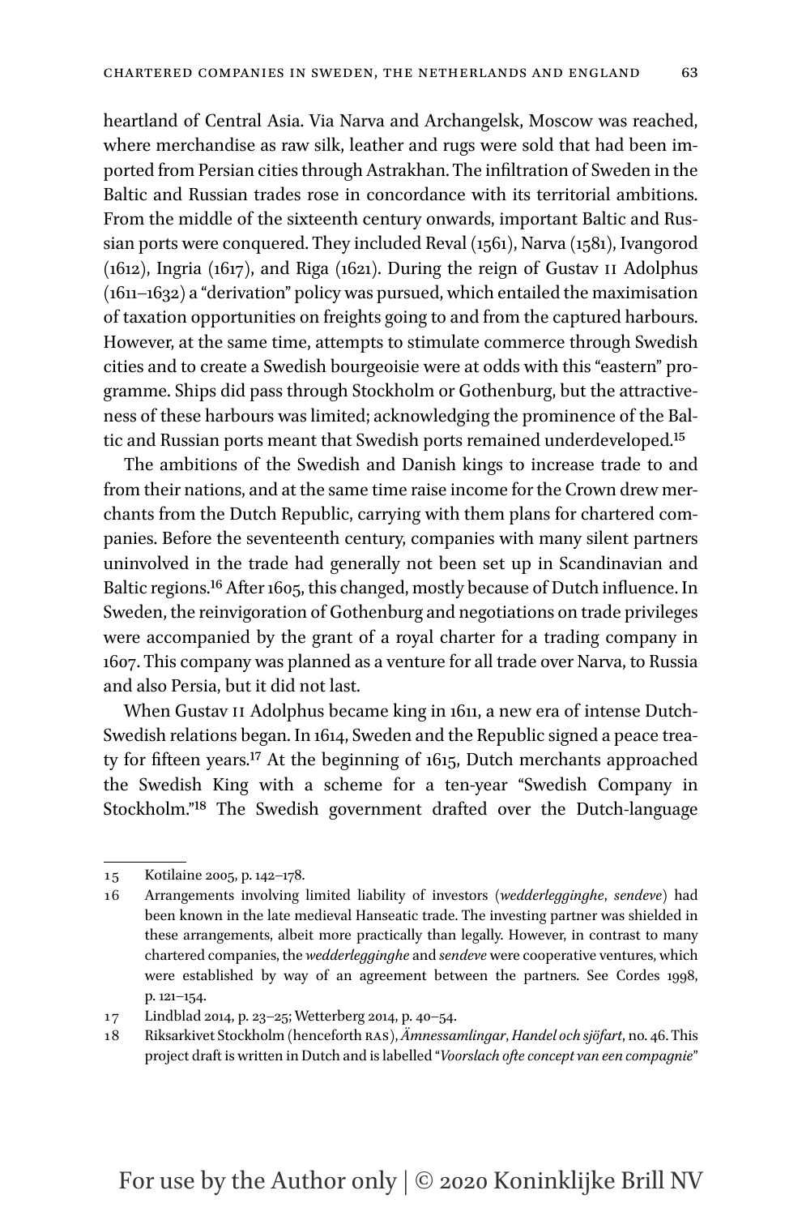heartland of Central Asia. Via Narva and Archangelsk, Moscow was reached, where merchandise as raw silk, leather and rugs were sold that had been imported from Persian cities through Astrakhan. The infiltration of Sweden in the Baltic and Russian trades rose in concordance with its territorial ambitions. From the middle of the sixteenth century onwards, important Baltic and Russian ports were conquered. They included Reval (1561), Narva (1581), Ivangorod (1612), Ingria (1617), and Riga (1621). During the reign of Gustav II Adolphus (1611–1632) a "derivation" policy was pursued, which entailed the maximisation of taxation opportunities on freights going to and from the captured harbours. However, at the same time, attempts to stimulate commerce through Swedish cities and to create a Swedish bourgeoisie were at odds with this "eastern" programme. Ships did pass through Stockholm or Gothenburg, but the attractiveness of these harbours was limited; acknowledging the prominence of the Baltic and Russian ports meant that Swedish ports remained underdeveloped.[15]

The ambitions of the Swedish and Danish kings to increase trade to and from their nations, and at the same time raise income for the Crown drew merchants from the Dutch Republic, carrying with them plans for chartered companies. Before the seventeenth century, companies with many silent partners uninvolved in the trade had generally not been set up in Scandinavian and Baltic regions.[16] After 1605, this changed, mostly because of Dutch influence. In Sweden, the reinvigoration of Gothenburg and negotiations on trade privileges were accompanied by the grant of a royal charter for a trading company in 1607. This company was planned as a venture for all trade over Narva, to Russia and also Persia, but it did not last.

When Gustav II Adolphus became king in 1611, a new era of intense Dutch-Swedish relations began. In 1614, Sweden and the Republic signed a peace treaty for fifteen years.[17] At the beginning of 1615, Dutch merchants approached the Swedish King with a scheme for a ten-year "Swedish Company in Stockholm."[18] The Swedish government drafted over the Dutch-language

---

15 Kotilaine 2005, p. 142–178.

16 Arrangements involving limited liability of investors (*wedderlegginghe*, *sendeve*) had been known in the late medieval Hanseatic trade. The investing partner was shielded in these arrangements, albeit more practically than legally. However, in contrast to many chartered companies, the *wedderlegginghe* and *sendeve* were cooperative ventures, which were established by way of an agreement between the partners. See Cordes 1998, p. 121–154.

17 Lindblad 2014, p. 23–25; Wetterberg 2014, p. 40–54.

18 Riksarkivet Stockholm (henceforth RAS), *Ämnessamlingar*, *Handel och sjöfart*, no. 46. This project draft is written in Dutch and is labelled "*Voorslach ofte concept van een compagnie*"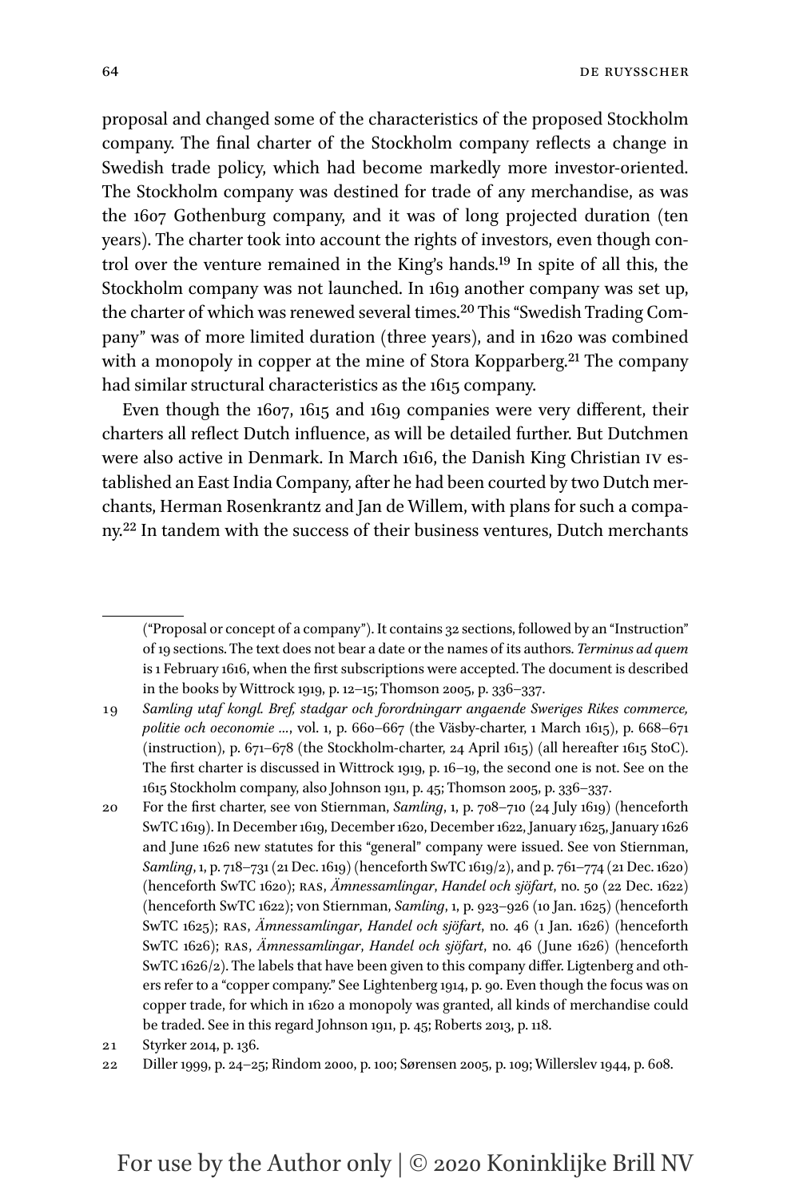proposal and changed some of the characteristics of the proposed Stockholm company. The final charter of the Stockholm company reflects a change in Swedish trade policy, which had become markedly more investor-oriented. The Stockholm company was destined for trade of any merchandise, as was the 1607 Gothenburg company, and it was of long projected duration (ten years). The charter took into account the rights of investors, even though control over the venture remained in the King's hands.[19] In spite of all this, the Stockholm company was not launched. In 1619 another company was set up, the charter of which was renewed several times.[20] This "Swedish Trading Company" was of more limited duration (three years), and in 1620 was combined with a monopoly in copper at the mine of Stora Kopparberg.[21] The company had similar structural characteristics as the 1615 company.

Even though the 1607, 1615 and 1619 companies were very different, their charters all reflect Dutch influence, as will be detailed further. But Dutchmen were also active in Denmark. In March 1616, the Danish King Christian IV established an East India Company, after he had been courted by two Dutch merchants, Herman Rosenkrantz and Jan de Willem, with plans for such a company.[22] In tandem with the success of their business ventures, Dutch merchants

---

("Proposal or concept of a company"). It contains 32 sections, followed by an "Instruction" of 19 sections. The text does not bear a date or the names of its authors. *Terminus ad quem* is 1 February 1616, when the first subscriptions were accepted. The document is described in the books by Wittrock 1919, p. 12–15; Thomson 2005, p. 336–337.

19 *Samling utaf kongl. Bref, stadgar och forordningarr angaende Sweriges Rikes commerce, politie och oeconomie …*, vol. 1, p. 660–667 (the Väsby-charter, 1 March 1615), p. 668–671 (instruction), p. 671–678 (the Stockholm-charter, 24 April 1615) (all hereafter 1615 StoC). The first charter is discussed in Wittrock 1919, p. 16–19, the second one is not. See on the 1615 Stockholm company, also Johnson 1911, p. 45; Thomson 2005, p. 336–337.

20 For the first charter, see von Stiernman, *Samling*, 1, p. 708–710 (24 July 1619) (henceforth SwTC 1619). In December 1619, December 1620, December 1622, January 1625, January 1626 and June 1626 new statutes for this "general" company were issued. See von Stiernman, *Samling*, 1, p. 718–731 (21 Dec. 1619) (henceforth SwTC 1619/2), and p. 761–774 (21 Dec. 1620) (henceforth SwTC 1620); RAS, *Ämnessamlingar*, *Handel och sjöfart*, no. 50 (22 Dec. 1622) (henceforth SwTC 1622); von Stiernman, *Samling*, 1, p. 923–926 (10 Jan. 1625) (henceforth SwTC 1625); RAS, *Ämnessamlingar*, *Handel och sjöfart*, no. 46 (1 Jan. 1626) (henceforth SwTC 1626); RAS, *Ämnessamlingar*, *Handel och sjöfart*, no. 46 (June 1626) (henceforth SwTC 1626/2). The labels that have been given to this company differ. Ligtenberg and others refer to a "copper company." See Lightenberg 1914, p. 90. Even though the focus was on copper trade, for which in 1620 a monopoly was granted, all kinds of merchandise could be traded. See in this regard Johnson 1911, p. 45; Roberts 2013, p. 118.

21 Styrker 2014, p. 136.

22 Diller 1999, p. 24–25; Rindom 2000, p. 100; Sørensen 2005, p. 109; Willerslev 1944, p. 608.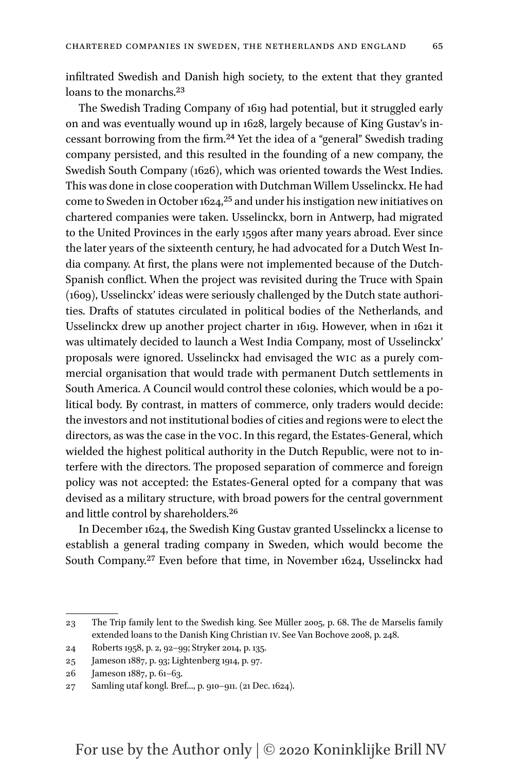infiltrated Swedish and Danish high society, to the extent that they granted loans to the monarchs.[23]

The Swedish Trading Company of 1619 had potential, but it struggled early on and was eventually wound up in 1628, largely because of King Gustav's incessant borrowing from the firm.[24] Yet the idea of a "general" Swedish trading company persisted, and this resulted in the founding of a new company, the Swedish South Company (1626), which was oriented towards the West Indies. This was done in close cooperation with Dutchman Willem Usselinckx. He had come to Sweden in October 1624,[25] and under his instigation new initiatives on chartered companies were taken. Usselinckx, born in Antwerp, had migrated to the United Provinces in the early 1590s after many years abroad. Ever since the later years of the sixteenth century, he had advocated for a Dutch West India company. At first, the plans were not implemented because of the Dutch-Spanish conflict. When the project was revisited during the Truce with Spain (1609), Usselinckx' ideas were seriously challenged by the Dutch state authorities. Drafts of statutes circulated in political bodies of the Netherlands, and Usselinckx drew up another project charter in 1619. However, when in 1621 it was ultimately decided to launch a West India Company, most of Usselinckx' proposals were ignored. Usselinckx had envisaged the WIC as a purely commercial organisation that would trade with permanent Dutch settlements in South America. A Council would control these colonies, which would be a political body. By contrast, in matters of commerce, only traders would decide: the investors and not institutional bodies of cities and regions were to elect the directors, as was the case in the VOC. In this regard, the Estates-General, which wielded the highest political authority in the Dutch Republic, were not to interfere with the directors. The proposed separation of commerce and foreign policy was not accepted: the Estates-General opted for a company that was devised as a military structure, with broad powers for the central government and little control by shareholders.[26]

In December 1624, the Swedish King Gustav granted Usselinckx a license to establish a general trading company in Sweden, which would become the South Company.[27] Even before that time, in November 1624, Usselinckx had

---

23 The Trip family lent to the Swedish king. See Müller 2005, p. 68. The de Marselis family extended loans to the Danish King Christian IV. See Van Bochove 2008, p. 248.

24 Roberts 1958, p. 2, 92–99; Stryker 2014, p. 135.

25 Jameson 1887, p. 93; Lightenberg 1914, p. 97.

26 Jameson 1887, p. 61–63.

27 Samling utaf kongl. Bref…, p. 910–911. (21 Dec. 1624).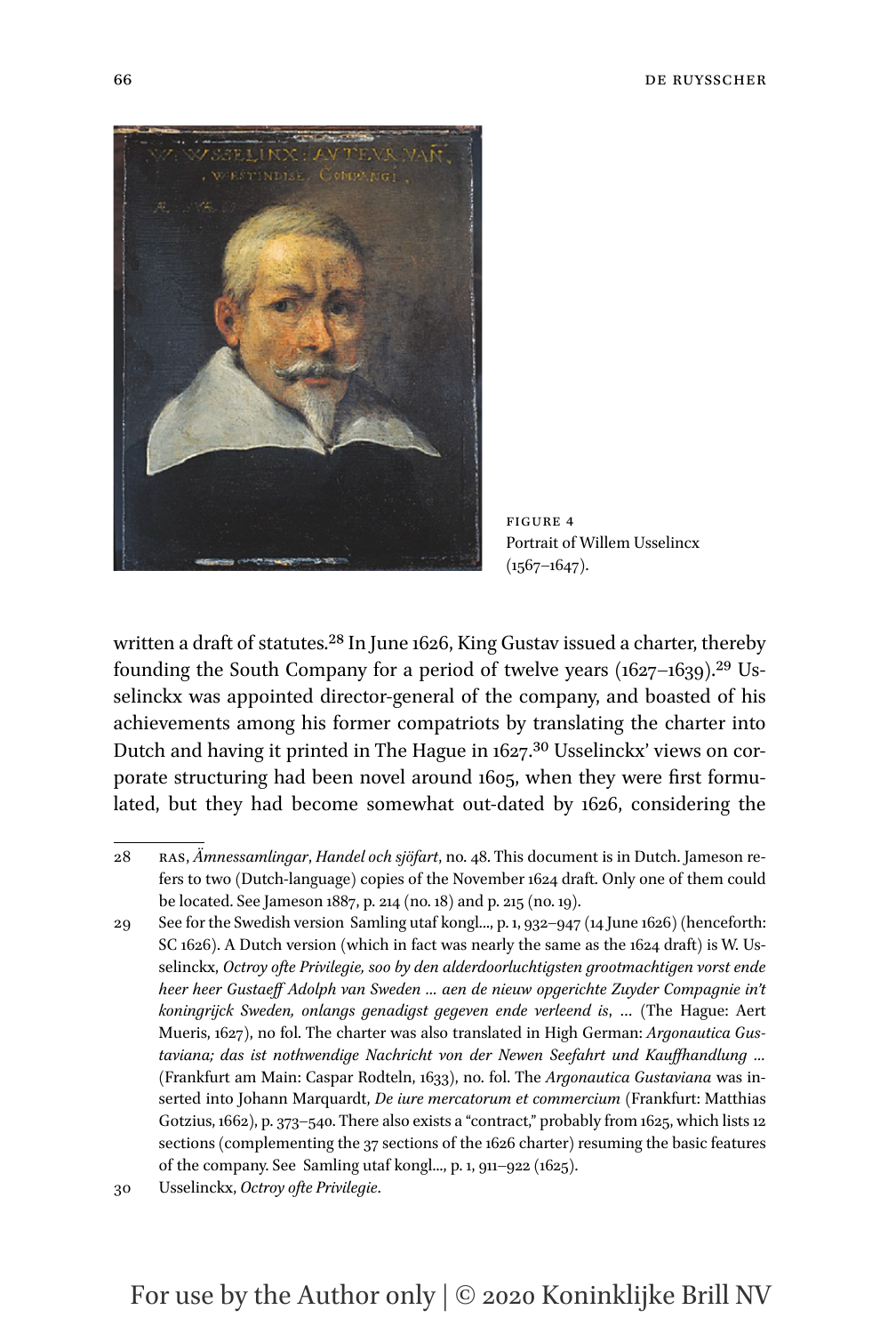FIGURE 4
Portrait of Willem Usselincx (1567–1647).

written a draft of statutes.[28] In June 1626, King Gustav issued a charter, thereby founding the South Company for a period of twelve years (1627–1639).[29] Usselinckx was appointed director-general of the company, and boasted of his achievements among his former compatriots by translating the charter into Dutch and having it printed in The Hague in 1627.[30] Usselinckx' views on corporate structuring had been novel around 1605, when they were first formulated, but they had become somewhat out-dated by 1626, considering the

---

28 RAS, *Ämnessamlingar*, *Handel och sjöfart*, no. 48. This document is in Dutch. Jameson refers to two (Dutch-language) copies of the November 1624 draft. Only one of them could be located. See Jameson 1887, p. 214 (no. 18) and p. 215 (no. 19).

29 See for the Swedish version Samling utaf kongl…, p. 1, 932–947 (14 June 1626) (henceforth: SC 1626). A Dutch version (which in fact was nearly the same as the 1624 draft) is W. Usselinckx, *Octroy ofte Privilegie, soo by den alderdoorluchtigsten grootmachtigen vorst ende heer heer Gustaeff Adolph van Sweden … aen de nieuw opgerichte Zuyder Compagnie in't koningrijck Sweden, onlangs genadigst gegeven ende verleend is*, … (The Hague: Aert Mueris, 1627), no fol. The charter was also translated in High German: *Argonautica Gustaviana; das ist nothwendige Nachricht von der Newen Seefahrt und Kauffhandlung …* (Frankfurt am Main: Caspar Rodteln, 1633), no. fol. The *Argonautica Gustaviana* was inserted into Johann Marquardt, *De iure mercatorum et commercium* (Frankfurt: Matthias Gotzius, 1662), p. 373–540. There also exists a "contract," probably from 1625, which lists 12 sections (complementing the 37 sections of the 1626 charter) resuming the basic features of the company. See Samling utaf kongl…, p. 1, 911–922 (1625).

30 Usselinckx, *Octroy ofte Privilegie*.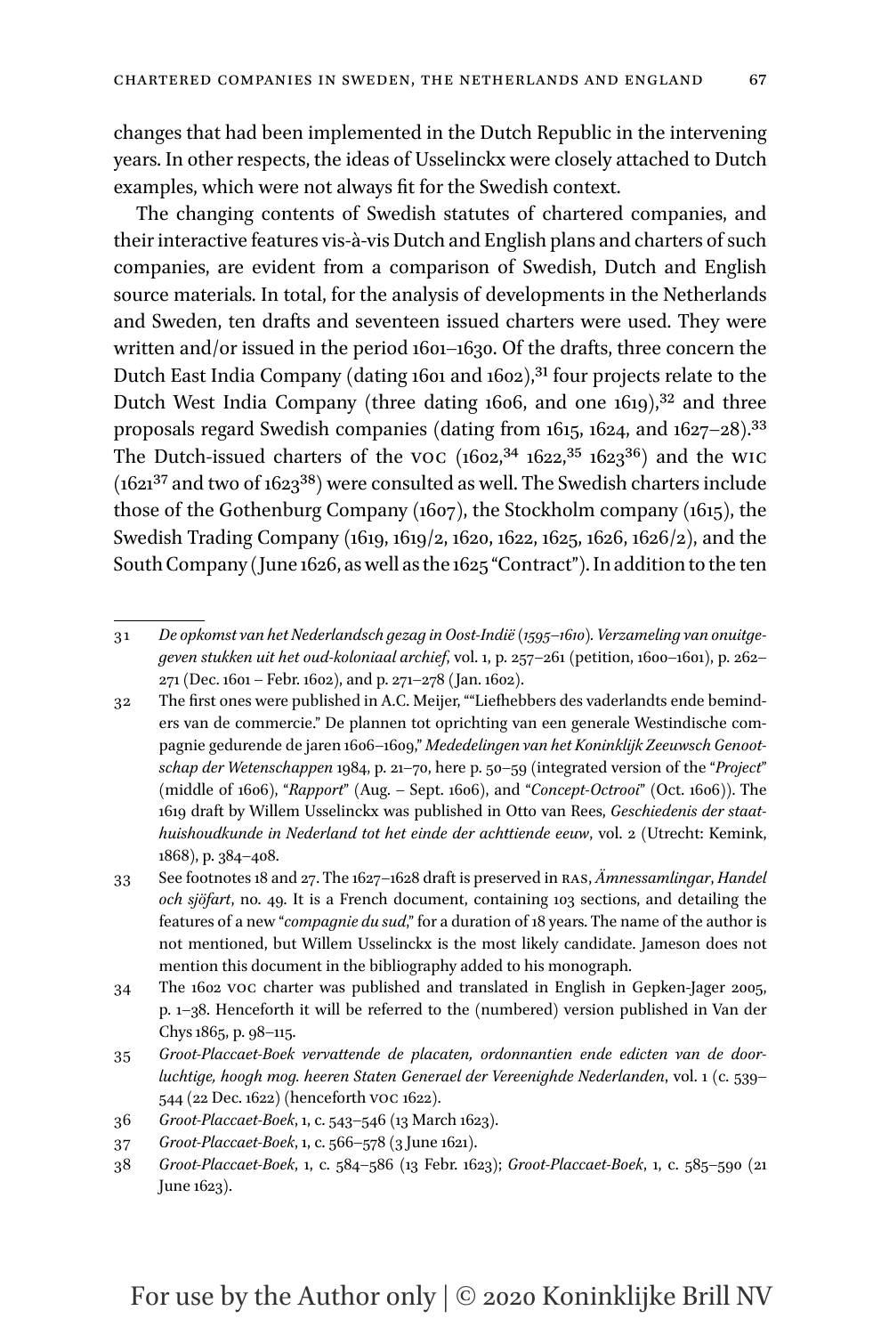changes that had been implemented in the Dutch Republic in the intervening years. In other respects, the ideas of Usselinckx were closely attached to Dutch examples, which were not always fit for the Swedish context.

The changing contents of Swedish statutes of chartered companies, and their interactive features vis-à-vis Dutch and English plans and charters of such companies, are evident from a comparison of Swedish, Dutch and English source materials. In total, for the analysis of developments in the Netherlands and Sweden, ten drafts and seventeen issued charters were used. They were written and/or issued in the period 1601–1630. Of the drafts, three concern the Dutch East India Company (dating 1601 and 1602),[31] four projects relate to the Dutch West India Company (three dating 1606, and one 1619),[32] and three proposals regard Swedish companies (dating from 1615, 1624, and 1627–28).[33] The Dutch-issued charters of the VOC (1602,[34] 1622,[35] 1623[36]) and the WIC (1621[37] and two of 1623[38]) were consulted as well. The Swedish charters include those of the Gothenburg Company (1607), the Stockholm company (1615), the Swedish Trading Company (1619, 1619/2, 1620, 1622, 1625, 1626, 1626/2), and the South Company (June 1626, as well as the 1625 "Contract"). In addition to the ten

---

31 *De opkomst van het Nederlandsch gezag in Oost-Indië (1595–1610). Verzameling van onuitgegeven stukken uit het oud-koloniaal archief*, vol. 1, p. 257–261 (petition, 1600–1601), p. 262–271 (Dec. 1601 – Febr. 1602), and p. 271–278 (Jan. 1602).

32 The first ones were published in A.C. Meijer, ""Liefhebbers des vaderlandts ende beminders van de commercie." De plannen tot oprichting van een generale Westindische compagnie gedurende de jaren 1606–1609," *Mededelingen van het Koninklijk Zeeuwsch Genootschap der Wetenschappen* 1984, p. 21–70, here p. 50–59 (integrated version of the "*Project*" (middle of 1606), "*Rapport*" (Aug. – Sept. 1606), and "*Concept-Octrooi*" (Oct. 1606)). The 1619 draft by Willem Usselinckx was published in Otto van Rees, *Geschiedenis der staathuishoudkunde in Nederland tot het einde der achttiende eeuw*, vol. 2 (Utrecht: Kemink, 1868), p. 384–408.

33 See footnotes 18 and 27. The 1627–1628 draft is preserved in RAS, *Ämnessamlingar*, *Handel och sjöfart*, no. 49. It is a French document, containing 103 sections, and detailing the features of a new "*compagnie du sud*," for a duration of 18 years. The name of the author is not mentioned, but Willem Usselinckx is the most likely candidate. Jameson does not mention this document in the bibliography added to his monograph.

34 The 1602 VOC charter was published and translated in English in Gepken-Jager 2005, p. 1–38. Henceforth it will be referred to the (numbered) version published in Van der Chys 1865, p. 98–115.

35 *Groot-Placcaet-Boek vervattende de placaten, ordonnantien ende edicten van de doorluchtige, hoogh mog. heeren Staten Generael der Vereenighde Nederlanden*, vol. 1 (c. 539–544 (22 Dec. 1622) (henceforth VOC 1622).

36 *Groot-Placcaet-Boek*, 1, c. 543–546 (13 March 1623).

37 *Groot-Placcaet-Boek*, 1, c. 566–578 (3 June 1621).

38 *Groot-Placcaet-Boek*, 1, c. 584–586 (13 Febr. 1623); *Groot-Placcaet-Boek*, 1, c. 585–590 (21 June 1623).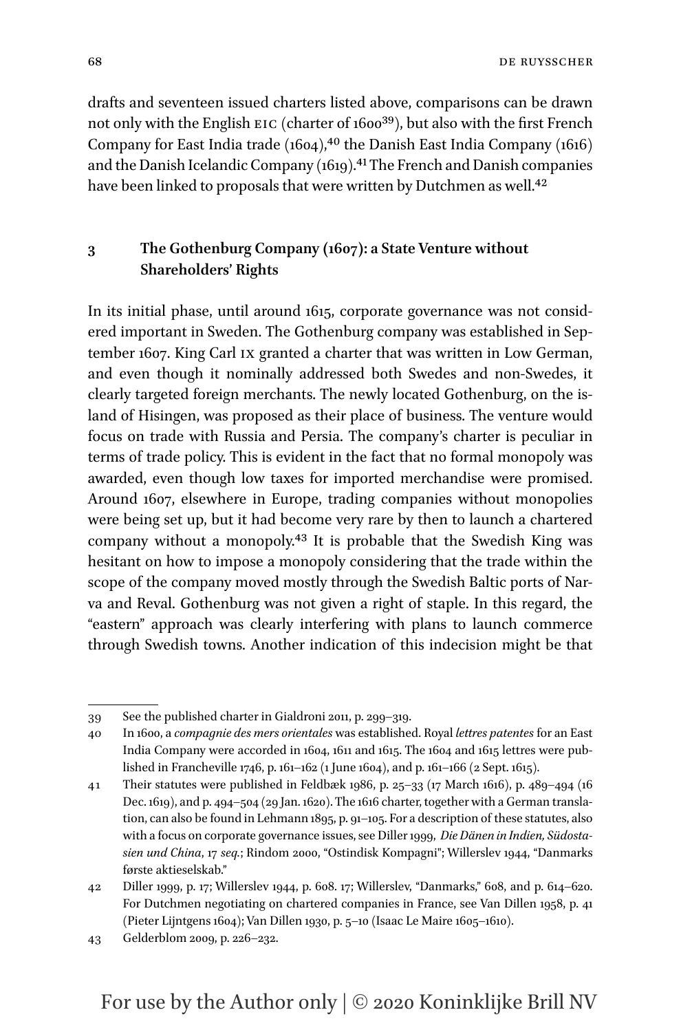drafts and seventeen issued charters listed above, comparisons can be drawn not only with the English EIC (charter of 1600[39]), but also with the first French Company for East India trade (1604),[40] the Danish East India Company (1616) and the Danish Icelandic Company (1619).[41] The French and Danish companies have been linked to proposals that were written by Dutchmen as well.[42]

## 3 The Gothenburg Company (1607): a State Venture without Shareholders' Rights

In its initial phase, until around 1615, corporate governance was not considered important in Sweden. The Gothenburg company was established in September 1607. King Carl IX granted a charter that was written in Low German, and even though it nominally addressed both Swedes and non-Swedes, it clearly targeted foreign merchants. The newly located Gothenburg, on the island of Hisingen, was proposed as their place of business. The venture would focus on trade with Russia and Persia. The company's charter is peculiar in terms of trade policy. This is evident in the fact that no formal monopoly was awarded, even though low taxes for imported merchandise were promised. Around 1607, elsewhere in Europe, trading companies without monopolies were being set up, but it had become very rare by then to launch a chartered company without a monopoly.[43] It is probable that the Swedish King was hesitant on how to impose a monopoly considering that the trade within the scope of the company moved mostly through the Swedish Baltic ports of Narva and Reval. Gothenburg was not given a right of staple. In this regard, the "eastern" approach was clearly interfering with plans to launch commerce through Swedish towns. Another indication of this indecision might be that

---

39 See the published charter in Gialdroni 2011, p. 299–319.

40 In 1600, a *compagnie des mers orientales* was established. Royal *lettres patentes* for an East India Company were accorded in 1604, 1611 and 1615. The 1604 and 1615 lettres were published in Francheville 1746, p. 161–162 (1 June 1604), and p. 161–166 (2 Sept. 1615).

41 Their statutes were published in Feldbæk 1986, p. 25–33 (17 March 1616), p. 489–494 (16 Dec. 1619), and p. 494–504 (29 Jan. 1620). The 1616 charter, together with a German translation, can also be found in Lehmann 1895, p. 91–105. For a description of these statutes, also with a focus on corporate governance issues, see Diller 1999, *Die Dänen in Indien, Südostasien und China*, 17 *seq.*; Rindom 2000, "Ostindisk Kompagni"; Willerslev 1944, "Danmarks første aktieselskab."

42 Diller 1999, p. 17; Willerslev 1944, p. 608. 17; Willerslev, "Danmarks," 608, and p. 614–620. For Dutchmen negotiating on chartered companies in France, see Van Dillen 1958, p. 41 (Pieter Lijntgens 1604); Van Dillen 1930, p. 5–10 (Isaac Le Maire 1605–1610).

43 Gelderblom 2009, p. 226–232.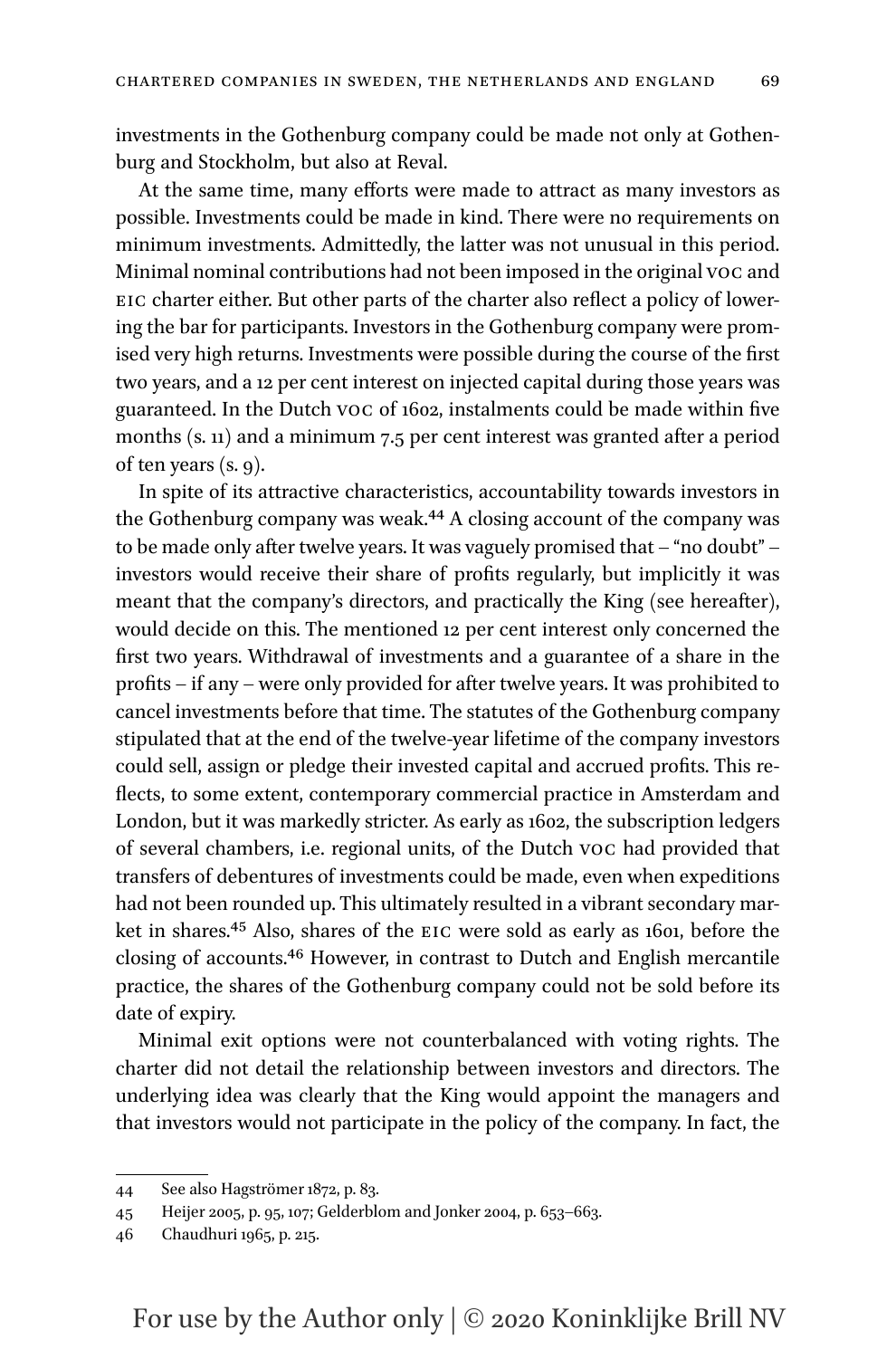investments in the Gothenburg company could be made not only at Gothenburg and Stockholm, but also at Reval.

At the same time, many efforts were made to attract as many investors as possible. Investments could be made in kind. There were no requirements on minimum investments. Admittedly, the latter was not unusual in this period. Minimal nominal contributions had not been imposed in the original VOC and EIC charter either. But other parts of the charter also reflect a policy of lowering the bar for participants. Investors in the Gothenburg company were promised very high returns. Investments were possible during the course of the first two years, and a 12 per cent interest on injected capital during those years was guaranteed. In the Dutch VOC of 1602, instalments could be made within five months (s. 11) and a minimum 7.5 per cent interest was granted after a period of ten years (s. 9).

In spite of its attractive characteristics, accountability towards investors in the Gothenburg company was weak.[44] A closing account of the company was to be made only after twelve years. It was vaguely promised that – "no doubt" – investors would receive their share of profits regularly, but implicitly it was meant that the company's directors, and practically the King (see hereafter), would decide on this. The mentioned 12 per cent interest only concerned the first two years. Withdrawal of investments and a guarantee of a share in the profits – if any – were only provided for after twelve years. It was prohibited to cancel investments before that time. The statutes of the Gothenburg company stipulated that at the end of the twelve-year lifetime of the company investors could sell, assign or pledge their invested capital and accrued profits. This reflects, to some extent, contemporary commercial practice in Amsterdam and London, but it was markedly stricter. As early as 1602, the subscription ledgers of several chambers, i.e. regional units, of the Dutch VOC had provided that transfers of debentures of investments could be made, even when expeditions had not been rounded up. This ultimately resulted in a vibrant secondary market in shares.[45] Also, shares of the EIC were sold as early as 1601, before the closing of accounts.[46] However, in contrast to Dutch and English mercantile practice, the shares of the Gothenburg company could not be sold before its date of expiry.

Minimal exit options were not counterbalanced with voting rights. The charter did not detail the relationship between investors and directors. The underlying idea was clearly that the King would appoint the managers and that investors would not participate in the policy of the company. In fact, the

---

44 See also Hagströmer 1872, p. 83.

45 Heijer 2005, p. 95, 107; Gelderblom and Jonker 2004, p. 653–663.

46 Chaudhuri 1965, p. 215.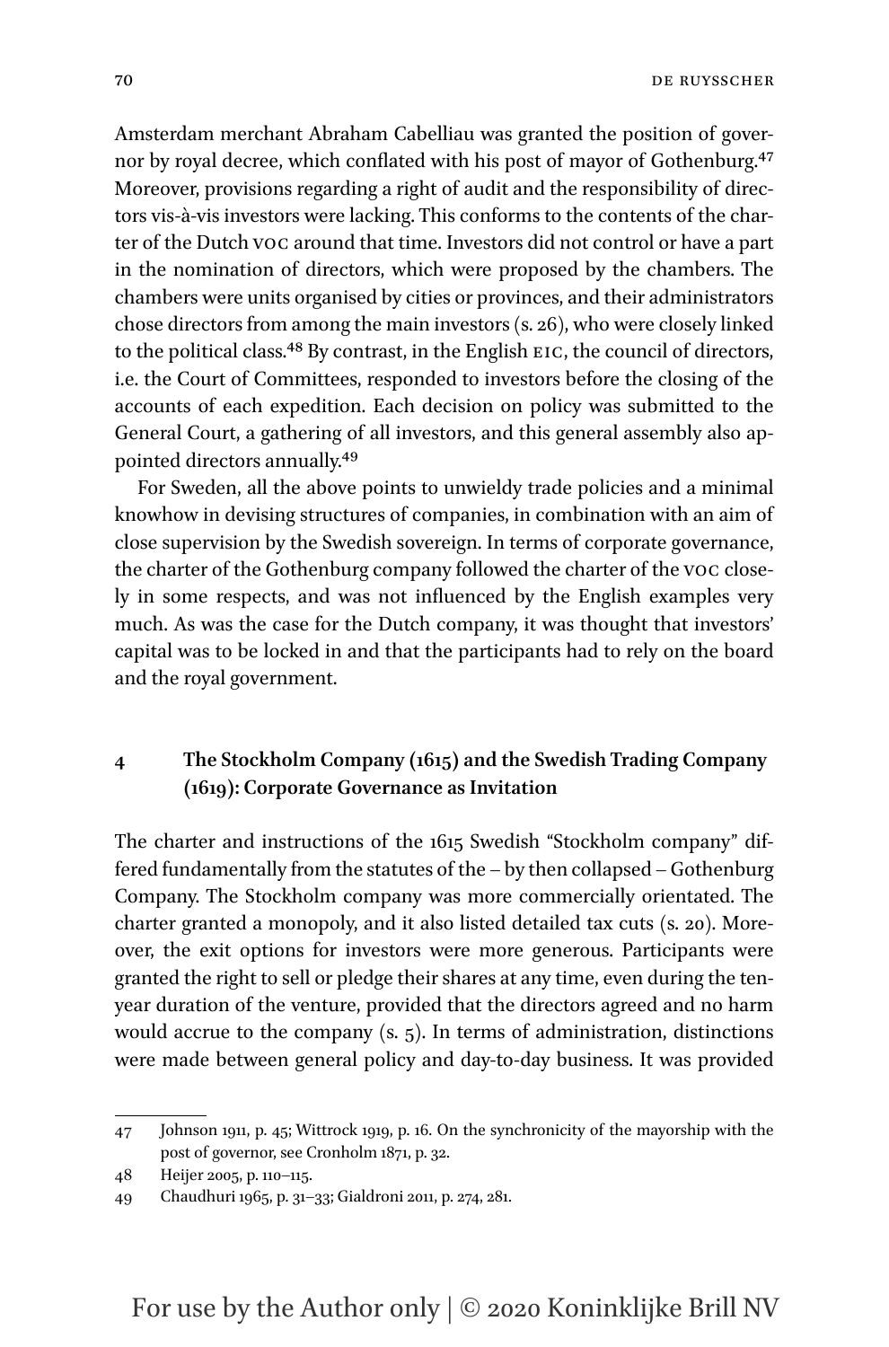Amsterdam merchant Abraham Cabelliau was granted the position of governor by royal decree, which conflated with his post of mayor of Gothenburg.[47] Moreover, provisions regarding a right of audit and the responsibility of directors vis-à-vis investors were lacking. This conforms to the contents of the charter of the Dutch VOC around that time. Investors did not control or have a part in the nomination of directors, which were proposed by the chambers. The chambers were units organised by cities or provinces, and their administrators chose directors from among the main investors (s. 26), who were closely linked to the political class.[48] By contrast, in the English EIC, the council of directors, i.e. the Court of Committees, responded to investors before the closing of the accounts of each expedition. Each decision on policy was submitted to the General Court, a gathering of all investors, and this general assembly also appointed directors annually.[49]

For Sweden, all the above points to unwieldy trade policies and a minimal knowhow in devising structures of companies, in combination with an aim of close supervision by the Swedish sovereign. In terms of corporate governance, the charter of the Gothenburg company followed the charter of the VOC closely in some respects, and was not influenced by the English examples very much. As was the case for the Dutch company, it was thought that investors' capital was to be locked in and that the participants had to rely on the board and the royal government.

## 4 The Stockholm Company (1615) and the Swedish Trading Company (1619): Corporate Governance as Invitation

The charter and instructions of the 1615 Swedish "Stockholm company" differed fundamentally from the statutes of the – by then collapsed – Gothenburg Company. The Stockholm company was more commercially orientated. The charter granted a monopoly, and it also listed detailed tax cuts (s. 20). Moreover, the exit options for investors were more generous. Participants were granted the right to sell or pledge their shares at any time, even during the ten-year duration of the venture, provided that the directors agreed and no harm would accrue to the company (s. 5). In terms of administration, distinctions were made between general policy and day-to-day business. It was provided

47 Johnson 1911, p. 45; Wittrock 1919, p. 16. On the synchronicity of the mayorship with the post of governor, see Cronholm 1871, p. 32.

48 Heijer 2005, p. 110–115.

49 Chaudhuri 1965, p. 31–33; Gialdroni 2011, p. 274, 281.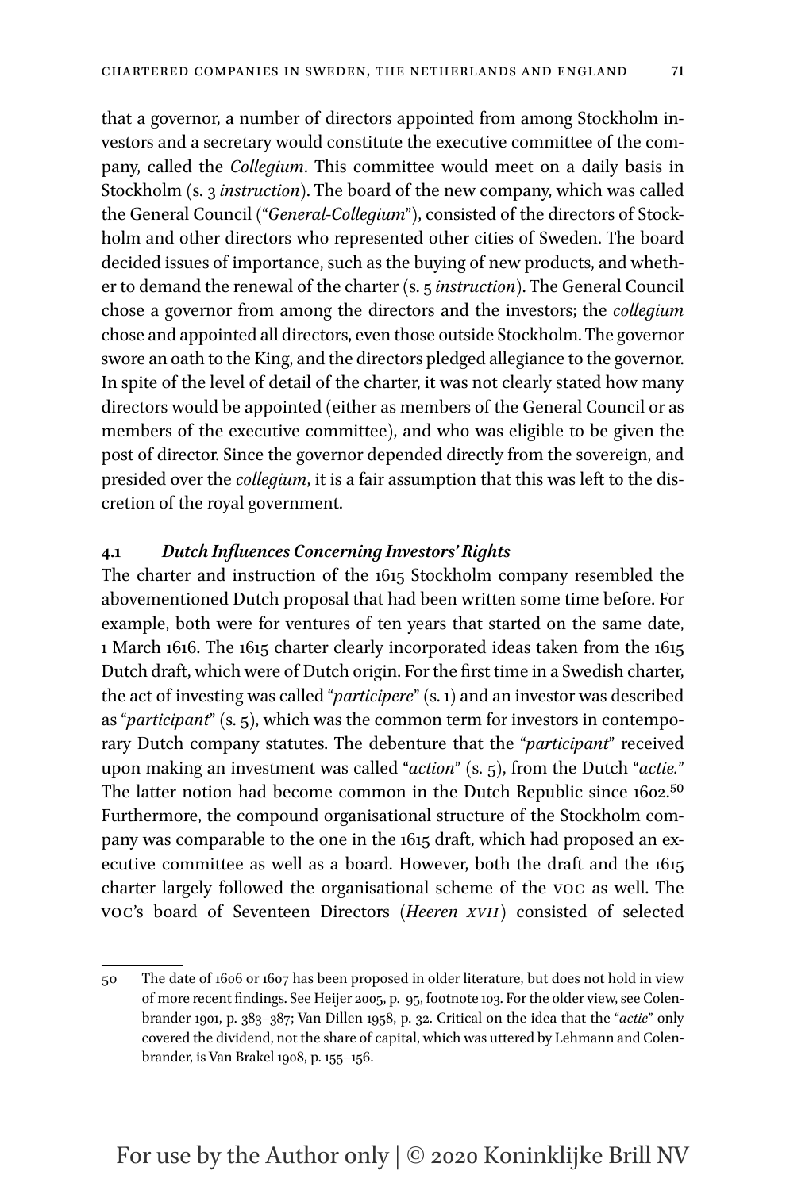that a governor, a number of directors appointed from among Stockholm investors and a secretary would constitute the executive committee of the company, called the *Collegium*. This committee would meet on a daily basis in Stockholm (s. 3 *instruction*). The board of the new company, which was called the General Council ("*General-Collegium*"), consisted of the directors of Stockholm and other directors who represented other cities of Sweden. The board decided issues of importance, such as the buying of new products, and whether to demand the renewal of the charter (s. 5 *instruction*). The General Council chose a governor from among the directors and the investors; the *collegium* chose and appointed all directors, even those outside Stockholm. The governor swore an oath to the King, and the directors pledged allegiance to the governor. In spite of the level of detail of the charter, it was not clearly stated how many directors would be appointed (either as members of the General Council or as members of the executive committee), and who was eligible to be given the post of director. Since the governor depended directly from the sovereign, and presided over the *collegium*, it is a fair assumption that this was left to the discretion of the royal government.

### 4.1 *Dutch Influences Concerning Investors' Rights*

The charter and instruction of the 1615 Stockholm company resembled the abovementioned Dutch proposal that had been written some time before. For example, both were for ventures of ten years that started on the same date, 1 March 1616. The 1615 charter clearly incorporated ideas taken from the 1615 Dutch draft, which were of Dutch origin. For the first time in a Swedish charter, the act of investing was called "*participere*" (s. 1) and an investor was described as "*participant*" (s. 5), which was the common term for investors in contemporary Dutch company statutes. The debenture that the "*participant*" received upon making an investment was called "*action*" (s. 5), from the Dutch "*actie.*" The latter notion had become common in the Dutch Republic since 1602.[50] Furthermore, the compound organisational structure of the Stockholm company was comparable to the one in the 1615 draft, which had proposed an executive committee as well as a board. However, both the draft and the 1615 charter largely followed the organisational scheme of the VOC as well. The VOC's board of Seventeen Directors (*Heeren XVII*) consisted of selected

50 The date of 1606 or 1607 has been proposed in older literature, but does not hold in view of more recent findings. See Heijer 2005, p. 95, footnote 103. For the older view, see Colenbrander 1901, p. 383–387; Van Dillen 1958, p. 32. Critical on the idea that the "*actie*" only covered the dividend, not the share of capital, which was uttered by Lehmann and Colenbrander, is Van Brakel 1908, p. 155–156.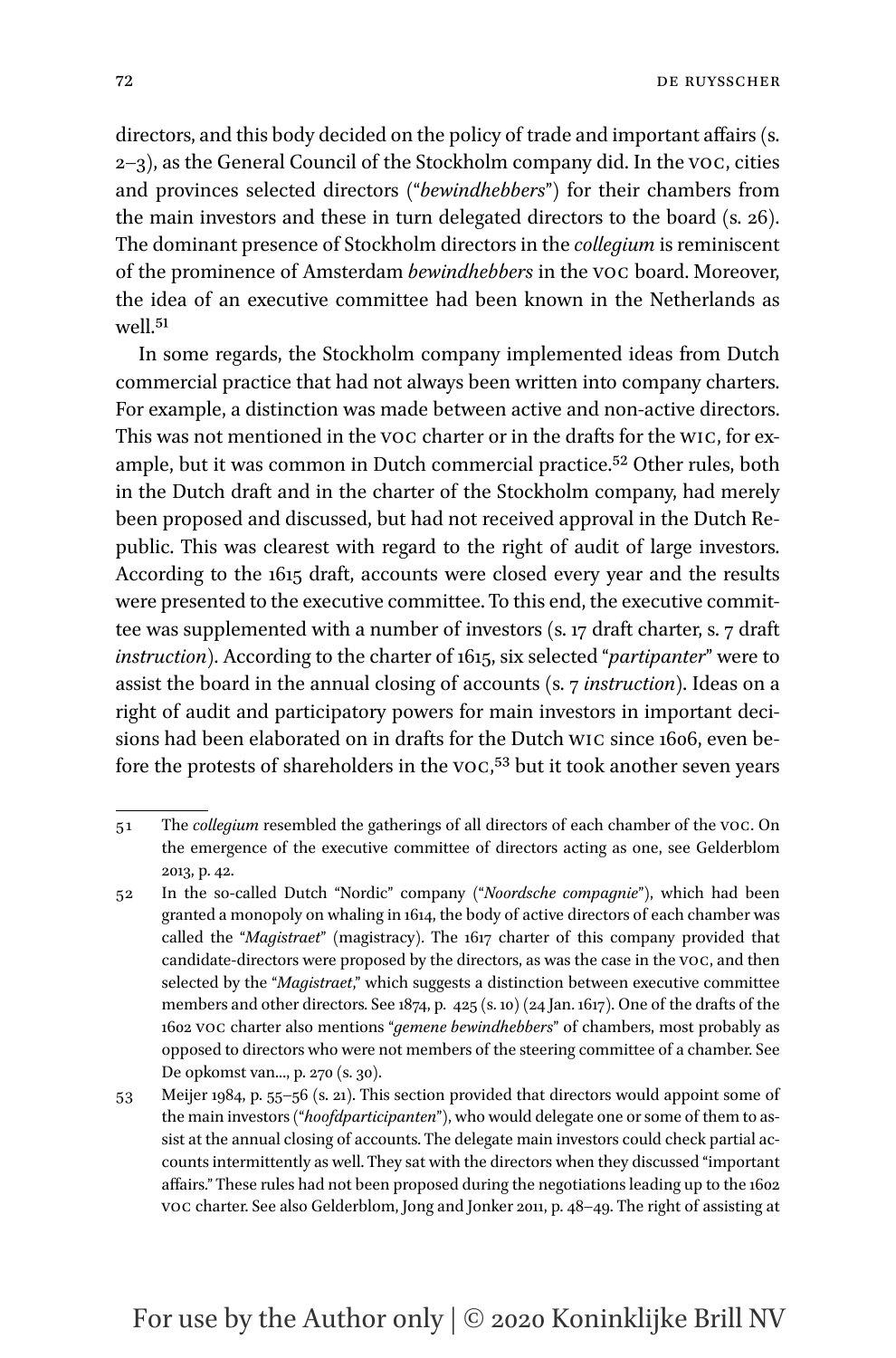directors, and this body decided on the policy of trade and important affairs (s. 2–3), as the General Council of the Stockholm company did. In the VOC, cities and provinces selected directors ("*bewindhebbers*") for their chambers from the main investors and these in turn delegated directors to the board (s. 26). The dominant presence of Stockholm directors in the *collegium* is reminiscent of the prominence of Amsterdam *bewindhebbers* in the VOC board. Moreover, the idea of an executive committee had been known in the Netherlands as well.[51]

In some regards, the Stockholm company implemented ideas from Dutch commercial practice that had not always been written into company charters. For example, a distinction was made between active and non-active directors. This was not mentioned in the VOC charter or in the drafts for the WIC, for example, but it was common in Dutch commercial practice.[52] Other rules, both in the Dutch draft and in the charter of the Stockholm company, had merely been proposed and discussed, but had not received approval in the Dutch Republic. This was clearest with regard to the right of audit of large investors. According to the 1615 draft, accounts were closed every year and the results were presented to the executive committee. To this end, the executive committee was supplemented with a number of investors (s. 17 draft charter, s. 7 draft *instruction*). According to the charter of 1615, six selected "*partipanter*" were to assist the board in the annual closing of accounts (s. 7 *instruction*). Ideas on a right of audit and participatory powers for main investors in important decisions had been elaborated on in drafts for the Dutch WIC since 1606, even before the protests of shareholders in the VOC,[53] but it took another seven years

---

51 The *collegium* resembled the gatherings of all directors of each chamber of the VOC. On the emergence of the executive committee of directors acting as one, see Gelderblom 2013, p. 42.

52 In the so-called Dutch "Nordic" company ("*Noordsche compagnie*"), which had been granted a monopoly on whaling in 1614, the body of active directors of each chamber was called the "*Magistraet*" (magistracy). The 1617 charter of this company provided that candidate-directors were proposed by the directors, as was the case in the VOC, and then selected by the "*Magistraet*," which suggests a distinction between executive committee members and other directors. See 1874, p. 425 (s. 10) (24 Jan. 1617). One of the drafts of the 1602 VOC charter also mentions "*gemene bewindhebbers*" of chambers, most probably as opposed to directors who were not members of the steering committee of a chamber. See De opkomst van…, p. 270 (s. 30).

53 Meijer 1984, p. 55–56 (s. 21). This section provided that directors would appoint some of the main investors ("*hoofdparticipanten*"), who would delegate one or some of them to assist at the annual closing of accounts. The delegate main investors could check partial accounts intermittently as well. They sat with the directors when they discussed "important affairs." These rules had not been proposed during the negotiations leading up to the 1602 VOC charter. See also Gelderblom, Jong and Jonker 2011, p. 48–49. The right of assisting at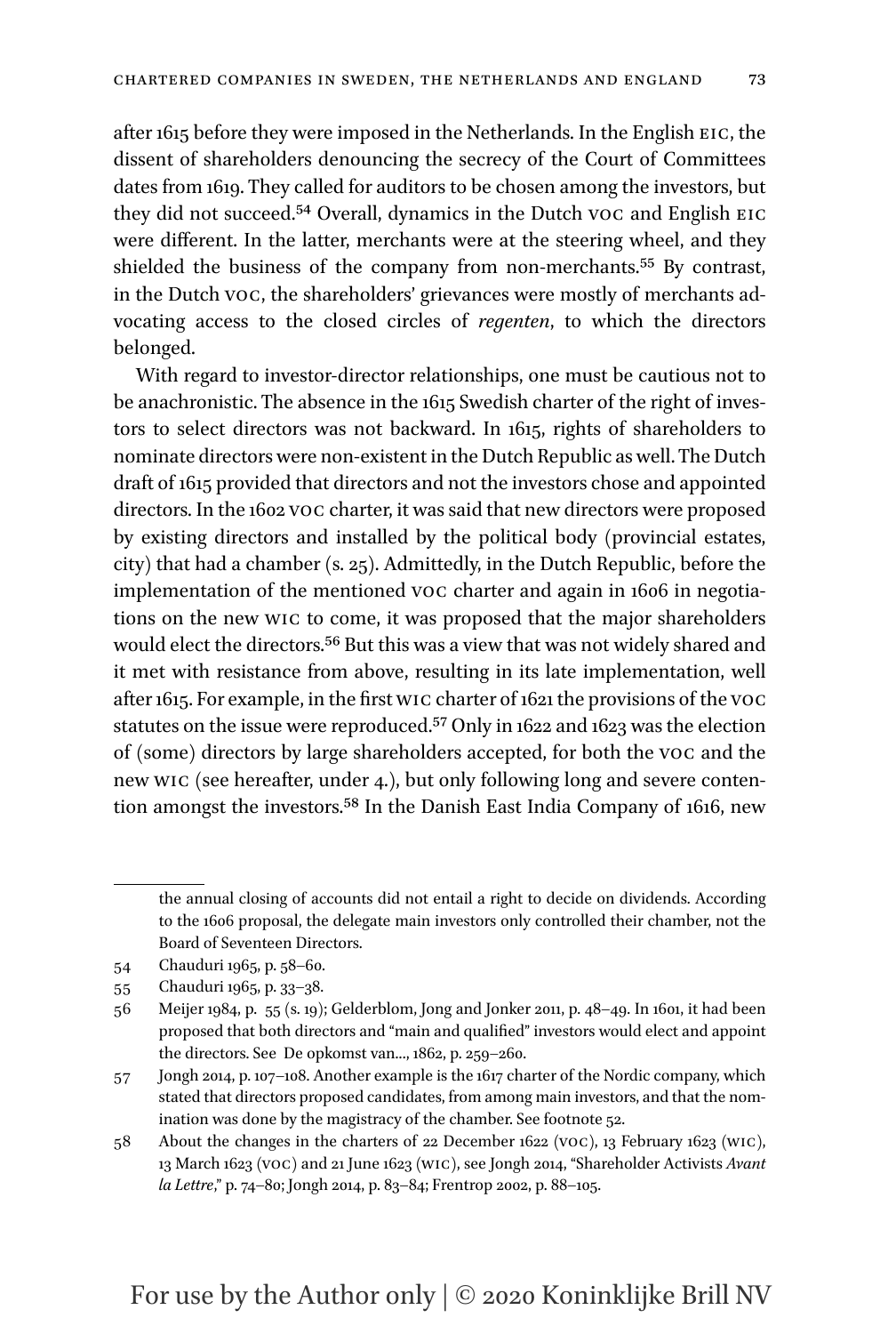after 1615 before they were imposed in the Netherlands. In the English EIC, the dissent of shareholders denouncing the secrecy of the Court of Committees dates from 1619. They called for auditors to be chosen among the investors, but they did not succeed.[54] Overall, dynamics in the Dutch VOC and English EIC were different. In the latter, merchants were at the steering wheel, and they shielded the business of the company from non-merchants.[55] By contrast, in the Dutch VOC, the shareholders' grievances were mostly of merchants advocating access to the closed circles of *regenten*, to which the directors belonged.

With regard to investor-director relationships, one must be cautious not to be anachronistic. The absence in the 1615 Swedish charter of the right of investors to select directors was not backward. In 1615, rights of shareholders to nominate directors were non-existent in the Dutch Republic as well. The Dutch draft of 1615 provided that directors and not the investors chose and appointed directors. In the 1602 VOC charter, it was said that new directors were proposed by existing directors and installed by the political body (provincial estates, city) that had a chamber (s. 25). Admittedly, in the Dutch Republic, before the implementation of the mentioned VOC charter and again in 1606 in negotiations on the new WIC to come, it was proposed that the major shareholders would elect the directors.[56] But this was a view that was not widely shared and it met with resistance from above, resulting in its late implementation, well after 1615. For example, in the first WIC charter of 1621 the provisions of the VOC statutes on the issue were reproduced.[57] Only in 1622 and 1623 was the election of (some) directors by large shareholders accepted, for both the VOC and the new WIC (see hereafter, under 4.), but only following long and severe contention amongst the investors.[58] In the Danish East India Company of 1616, new

---

the annual closing of accounts did not entail a right to decide on dividends. According to the 1606 proposal, the delegate main investors only controlled their chamber, not the Board of Seventeen Directors.

54 Chauduri 1965, p. 58–60.

55 Chauduri 1965, p. 33–38.

56 Meijer 1984, p. 55 (s. 19); Gelderblom, Jong and Jonker 2011, p. 48–49. In 1601, it had been proposed that both directors and "main and qualified" investors would elect and appoint the directors. See De opkomst van…, 1862, p. 259–260.

57 Jongh 2014, p. 107–108. Another example is the 1617 charter of the Nordic company, which stated that directors proposed candidates, from among main investors, and that the nomination was done by the magistracy of the chamber. See footnote 52.

58 About the changes in the charters of 22 December 1622 (VOC), 13 February 1623 (WIC), 13 March 1623 (VOC) and 21 June 1623 (WIC), see Jongh 2014, "Shareholder Activists *Avant la Lettre*," p. 74–80; Jongh 2014, p. 83–84; Frentrop 2002, p. 88–105.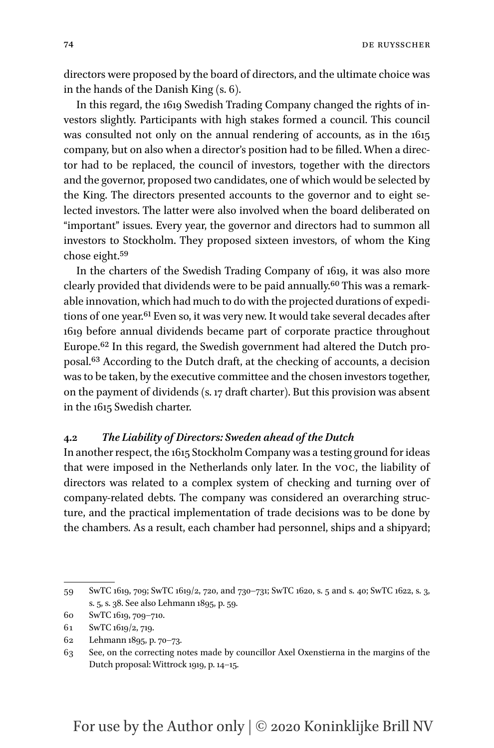directors were proposed by the board of directors, and the ultimate choice was in the hands of the Danish King (s. 6).

In this regard, the 1619 Swedish Trading Company changed the rights of investors slightly. Participants with high stakes formed a council. This council was consulted not only on the annual rendering of accounts, as in the 1615 company, but on also when a director's position had to be filled. When a director had to be replaced, the council of investors, together with the directors and the governor, proposed two candidates, one of which would be selected by the King. The directors presented accounts to the governor and to eight selected investors. The latter were also involved when the board deliberated on "important" issues. Every year, the governor and directors had to summon all investors to Stockholm. They proposed sixteen investors, of whom the King chose eight.[59]

In the charters of the Swedish Trading Company of 1619, it was also more clearly provided that dividends were to be paid annually.[60] This was a remarkable innovation, which had much to do with the projected durations of expeditions of one year.[61] Even so, it was very new. It would take several decades after 1619 before annual dividends became part of corporate practice throughout Europe.[62] In this regard, the Swedish government had altered the Dutch proposal.[63] According to the Dutch draft, at the checking of accounts, a decision was to be taken, by the executive committee and the chosen investors together, on the payment of dividends (s. 17 draft charter). But this provision was absent in the 1615 Swedish charter.

### 4.2 *The Liability of Directors: Sweden ahead of the Dutch*

In another respect, the 1615 Stockholm Company was a testing ground for ideas that were imposed in the Netherlands only later. In the VOC, the liability of directors was related to a complex system of checking and turning over of company-related debts. The company was considered an overarching structure, and the practical implementation of trade decisions was to be done by the chambers. As a result, each chamber had personnel, ships and a shipyard;

---

59 SwTC 1619, 709; SwTC 1619/2, 720, and 730–731; SwTC 1620, s. 5 and s. 40; SwTC 1622, s. 3, s. 5, s. 38. See also Lehmann 1895, p. 59.

60 SwTC 1619, 709–710.

61 SwTC 1619/2, 719.

62 Lehmann 1895, p. 70–73.

63 See, on the correcting notes made by councillor Axel Oxenstierna in the margins of the Dutch proposal: Wittrock 1919, p. 14–15.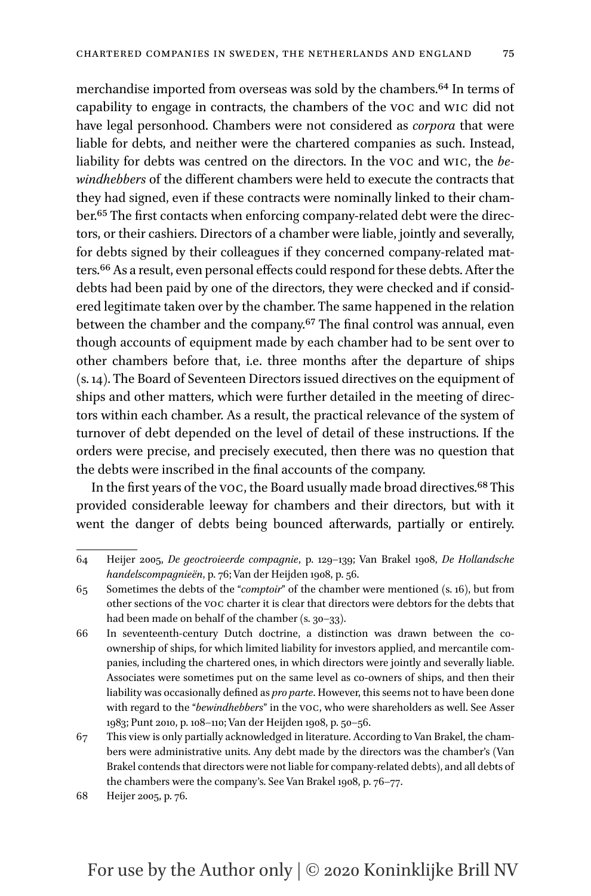merchandise imported from overseas was sold by the chambers.[64] In terms of capability to engage in contracts, the chambers of the VOC and WIC did not have legal personhood. Chambers were not considered as *corpora* that were liable for debts, and neither were the chartered companies as such. Instead, liability for debts was centred on the directors. In the VOC and WIC, the *bewindhebbers* of the different chambers were held to execute the contracts that they had signed, even if these contracts were nominally linked to their chamber.[65] The first contacts when enforcing company-related debt were the directors, or their cashiers. Directors of a chamber were liable, jointly and severally, for debts signed by their colleagues if they concerned company-related matters.[66] As a result, even personal effects could respond for these debts. After the debts had been paid by one of the directors, they were checked and if considered legitimate taken over by the chamber. The same happened in the relation between the chamber and the company.[67] The final control was annual, even though accounts of equipment made by each chamber had to be sent over to other chambers before that, i.e. three months after the departure of ships (s. 14). The Board of Seventeen Directors issued directives on the equipment of ships and other matters, which were further detailed in the meeting of directors within each chamber. As a result, the practical relevance of the system of turnover of debt depended on the level of detail of these instructions. If the orders were precise, and precisely executed, then there was no question that the debts were inscribed in the final accounts of the company.

In the first years of the VOC, the Board usually made broad directives.[68] This provided considerable leeway for chambers and their directors, but with it went the danger of debts being bounced afterwards, partially or entirely.

---

64 Heijer 2005, *De geoctroieerde compagnie*, p. 129–139; Van Brakel 1908, *De Hollandsche handelscompagnieën*, p. 76; Van der Heijden 1908, p. 56.

65 Sometimes the debts of the "*comptoir*" of the chamber were mentioned (s. 16), but from other sections of the VOC charter it is clear that directors were debtors for the debts that had been made on behalf of the chamber (s. 30–33).

66 In seventeenth-century Dutch doctrine, a distinction was drawn between the co-ownership of ships, for which limited liability for investors applied, and mercantile companies, including the chartered ones, in which directors were jointly and severally liable. Associates were sometimes put on the same level as co-owners of ships, and then their liability was occasionally defined as *pro parte*. However, this seems not to have been done with regard to the "*bewindhebbers*" in the VOC, who were shareholders as well. See Asser 1983; Punt 2010, p. 108–110; Van der Heijden 1908, p. 50–56.

67 This view is only partially acknowledged in literature. According to Van Brakel, the chambers were administrative units. Any debt made by the directors was the chamber's (Van Brakel contends that directors were not liable for company-related debts), and all debts of the chambers were the company's. See Van Brakel 1908, p. 76–77.

68 Heijer 2005, p. 76.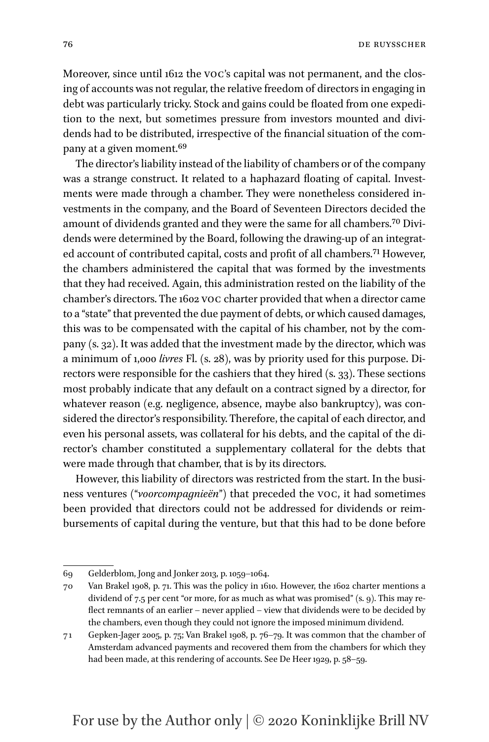Moreover, since until 1612 the VOC's capital was not permanent, and the closing of accounts was not regular, the relative freedom of directors in engaging in debt was particularly tricky. Stock and gains could be floated from one expedition to the next, but sometimes pressure from investors mounted and dividends had to be distributed, irrespective of the financial situation of the company at a given moment.[69]

The director's liability instead of the liability of chambers or of the company was a strange construct. It related to a haphazard floating of capital. Investments were made through a chamber. They were nonetheless considered investments in the company, and the Board of Seventeen Directors decided the amount of dividends granted and they were the same for all chambers.[70] Dividends were determined by the Board, following the drawing-up of an integrated account of contributed capital, costs and profit of all chambers.[71] However, the chambers administered the capital that was formed by the investments that they had received. Again, this administration rested on the liability of the chamber's directors. The 1602 VOC charter provided that when a director came to a "state" that prevented the due payment of debts, or which caused damages, this was to be compensated with the capital of his chamber, not by the company (s. 32). It was added that the investment made by the director, which was a minimum of 1,000 *livres* Fl. (s. 28), was by priority used for this purpose. Directors were responsible for the cashiers that they hired (s. 33). These sections most probably indicate that any default on a contract signed by a director, for whatever reason (e.g. negligence, absence, maybe also bankruptcy), was considered the director's responsibility. Therefore, the capital of each director, and even his personal assets, was collateral for his debts, and the capital of the director's chamber constituted a supplementary collateral for the debts that were made through that chamber, that is by its directors.

However, this liability of directors was restricted from the start. In the business ventures ("*voorcompagnieën*") that preceded the VOC, it had sometimes been provided that directors could not be addressed for dividends or reimbursements of capital during the venture, but that this had to be done before

---

69 Gelderblom, Jong and Jonker 2013, p. 1059–1064.

70 Van Brakel 1908, p. 71. This was the policy in 1610. However, the 1602 charter mentions a dividend of 7.5 per cent "or more, for as much as what was promised" (s. 9). This may reflect remnants of an earlier – never applied – view that dividends were to be decided by the chambers, even though they could not ignore the imposed minimum dividend.

71 Gepken-Jager 2005, p. 75; Van Brakel 1908, p. 76–79. It was common that the chamber of Amsterdam advanced payments and recovered them from the chambers for which they had been made, at this rendering of accounts. See De Heer 1929, p. 58–59.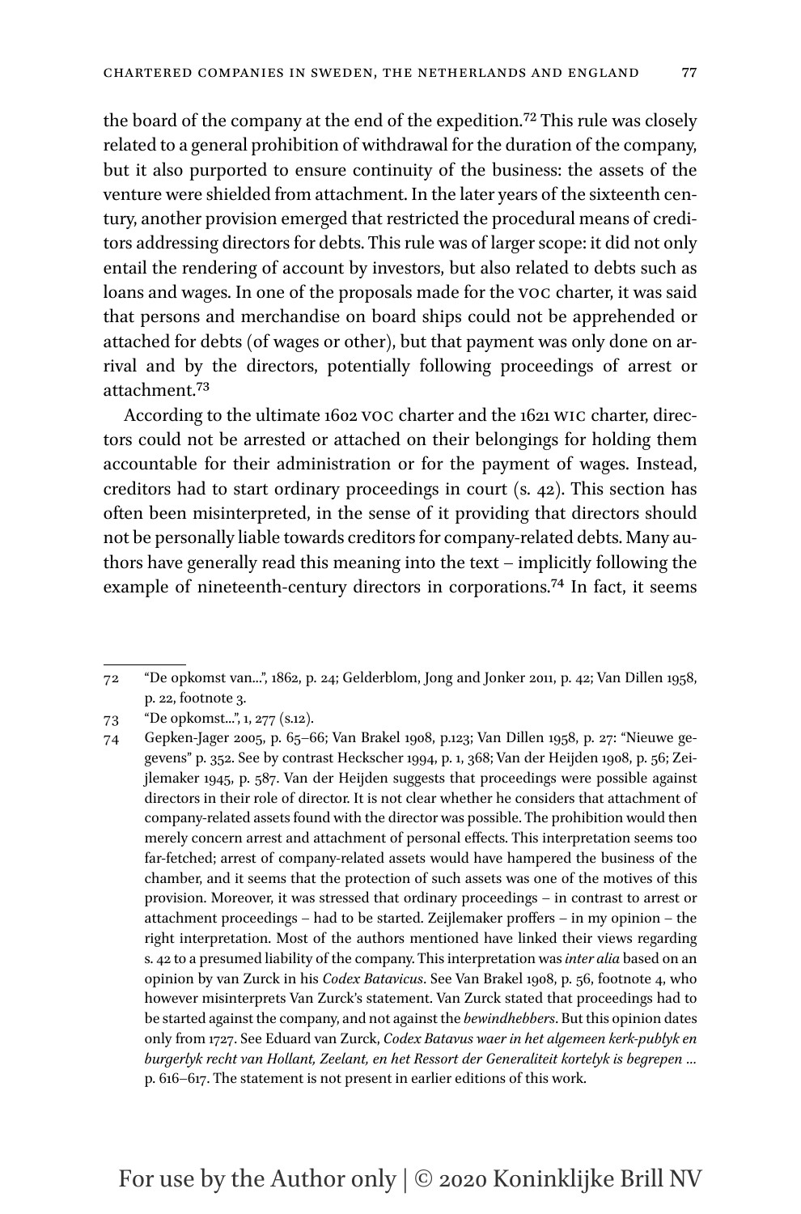the board of the company at the end of the expedition.[72] This rule was closely related to a general prohibition of withdrawal for the duration of the company, but it also purported to ensure continuity of the business: the assets of the venture were shielded from attachment. In the later years of the sixteenth century, another provision emerged that restricted the procedural means of creditors addressing directors for debts. This rule was of larger scope: it did not only entail the rendering of account by investors, but also related to debts such as loans and wages. In one of the proposals made for the VOC charter, it was said that persons and merchandise on board ships could not be apprehended or attached for debts (of wages or other), but that payment was only done on arrival and by the directors, potentially following proceedings of arrest or attachment.[73]

According to the ultimate 1602 VOC charter and the 1621 WIC charter, directors could not be arrested or attached on their belongings for holding them accountable for their administration or for the payment of wages. Instead, creditors had to start ordinary proceedings in court (s. 42). This section has often been misinterpreted, in the sense of it providing that directors should not be personally liable towards creditors for company-related debts. Many authors have generally read this meaning into the text – implicitly following the example of nineteenth-century directors in corporations.[74] In fact, it seems

---

72 "De opkomst van...", 1862, p. 24; Gelderblom, Jong and Jonker 2011, p. 42; Van Dillen 1958, p. 22, footnote 3.

73 "De opkomst...", 1, 277 (s.12).

74 Gepken-Jager 2005, p. 65–66; Van Brakel 1908, p.123; Van Dillen 1958, p. 27: "Nieuwe gegevens" p. 352. See by contrast Heckscher 1994, p. 1, 368; Van der Heijden 1908, p. 56; Zeijlemaker 1945, p. 587. Van der Heijden suggests that proceedings were possible against directors in their role of director. It is not clear whether he considers that attachment of company-related assets found with the director was possible. The prohibition would then merely concern arrest and attachment of personal effects. This interpretation seems too far-fetched; arrest of company-related assets would have hampered the business of the chamber, and it seems that the protection of such assets was one of the motives of this provision. Moreover, it was stressed that ordinary proceedings – in contrast to arrest or attachment proceedings – had to be started. Zeijlemaker proffers – in my opinion – the right interpretation. Most of the authors mentioned have linked their views regarding s. 42 to a presumed liability of the company. This interpretation was *inter alia* based on an opinion by van Zurck in his *Codex Batavicus*. See Van Brakel 1908, p. 56, footnote 4, who however misinterprets Van Zurck's statement. Van Zurck stated that proceedings had to be started against the company, and not against the *bewindhebbers*. But this opinion dates only from 1727. See Eduard van Zurck, *Codex Batavus waer in het algemeen kerk-publyk en burgerlyk recht van Hollant, Zeelant, en het Ressort der Generaliteit kortelyk is begrepen …* p. 616–617. The statement is not present in earlier editions of this work.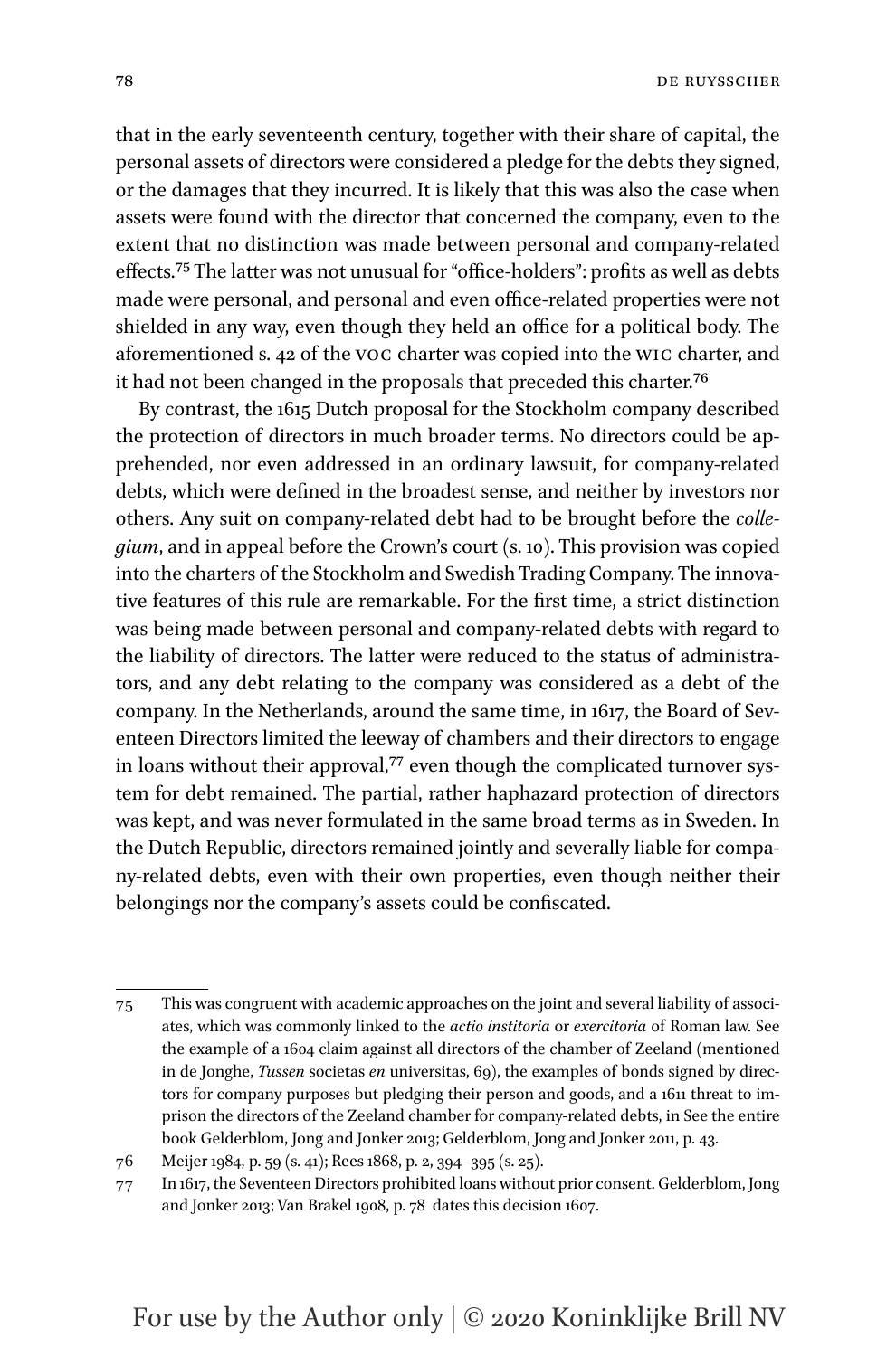that in the early seventeenth century, together with their share of capital, the personal assets of directors were considered a pledge for the debts they signed, or the damages that they incurred. It is likely that this was also the case when assets were found with the director that concerned the company, even to the extent that no distinction was made between personal and company-related effects.[75] The latter was not unusual for "office-holders": profits as well as debts made were personal, and personal and even office-related properties were not shielded in any way, even though they held an office for a political body. The aforementioned s. 42 of the VOC charter was copied into the WIC charter, and it had not been changed in the proposals that preceded this charter.[76]

By contrast, the 1615 Dutch proposal for the Stockholm company described the protection of directors in much broader terms. No directors could be apprehended, nor even addressed in an ordinary lawsuit, for company-related debts, which were defined in the broadest sense, and neither by investors nor others. Any suit on company-related debt had to be brought before the *collegium*, and in appeal before the Crown's court (s. 10). This provision was copied into the charters of the Stockholm and Swedish Trading Company. The innovative features of this rule are remarkable. For the first time, a strict distinction was being made between personal and company-related debts with regard to the liability of directors. The latter were reduced to the status of administrators, and any debt relating to the company was considered as a debt of the company. In the Netherlands, around the same time, in 1617, the Board of Seventeen Directors limited the leeway of chambers and their directors to engage in loans without their approval,[77] even though the complicated turnover system for debt remained. The partial, rather haphazard protection of directors was kept, and was never formulated in the same broad terms as in Sweden. In the Dutch Republic, directors remained jointly and severally liable for company-related debts, even with their own properties, even though neither their belongings nor the company's assets could be confiscated.

---

75 This was congruent with academic approaches on the joint and several liability of associates, which was commonly linked to the *actio institoria* or *exercitoria* of Roman law. See the example of a 1604 claim against all directors of the chamber of Zeeland (mentioned in de Jonghe, *Tussen* societas *en* universitas, 69), the examples of bonds signed by directors for company purposes but pledging their person and goods, and a 1611 threat to imprison the directors of the Zeeland chamber for company-related debts, in See the entire book Gelderblom, Jong and Jonker 2013; Gelderblom, Jong and Jonker 2011, p. 43.

76 Meijer 1984, p. 59 (s. 41); Rees 1868, p. 2, 394–395 (s. 25).

77 In 1617, the Seventeen Directors prohibited loans without prior consent. Gelderblom, Jong and Jonker 2013; Van Brakel 1908, p. 78 dates this decision 1607.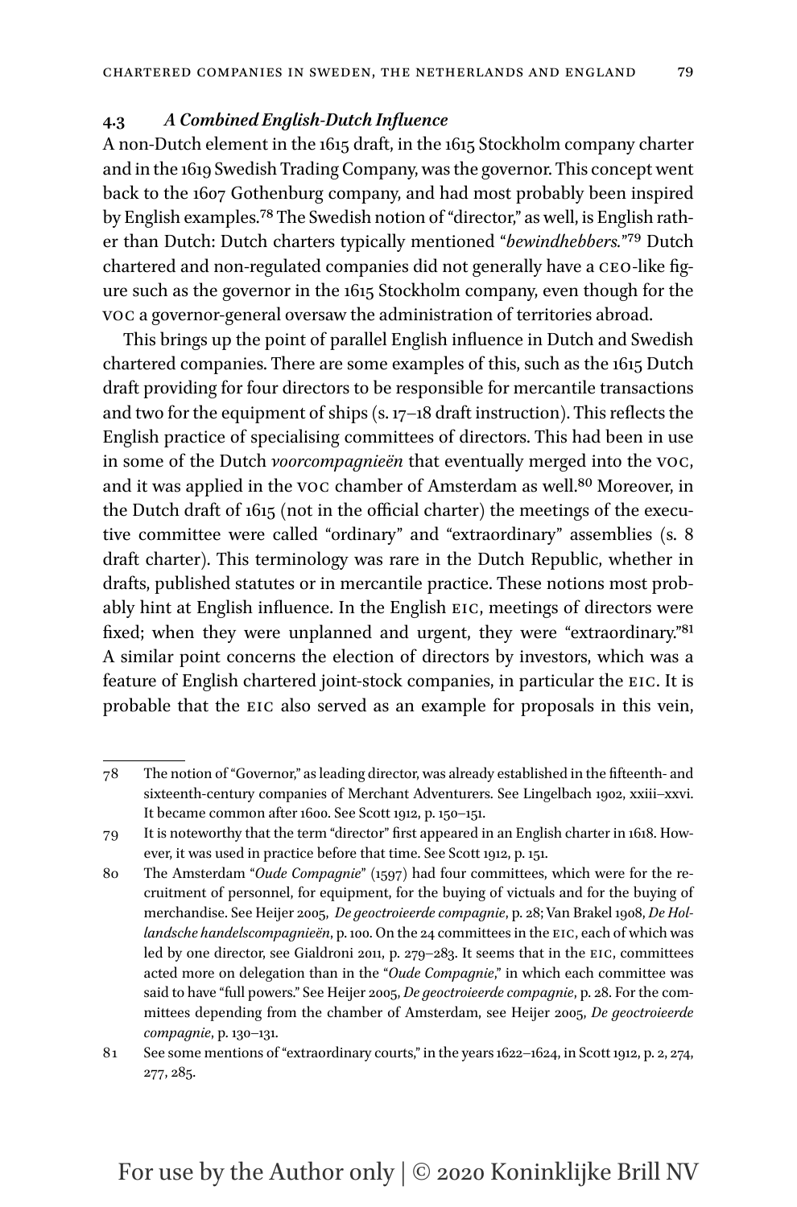### 4.3 *A Combined English-Dutch Influence*

A non-Dutch element in the 1615 draft, in the 1615 Stockholm company charter and in the 1619 Swedish Trading Company, was the governor. This concept went back to the 1607 Gothenburg company, and had most probably been inspired by English examples.[78] The Swedish notion of "director," as well, is English rather than Dutch: Dutch charters typically mentioned "*bewindhebbers*."[79] Dutch chartered and non-regulated companies did not generally have a CEO-like figure such as the governor in the 1615 Stockholm company, even though for the VOC a governor-general oversaw the administration of territories abroad.

This brings up the point of parallel English influence in Dutch and Swedish chartered companies. There are some examples of this, such as the 1615 Dutch draft providing for four directors to be responsible for mercantile transactions and two for the equipment of ships (s. 17–18 draft instruction). This reflects the English practice of specialising committees of directors. This had been in use in some of the Dutch *voorcompagnieën* that eventually merged into the VOC, and it was applied in the VOC chamber of Amsterdam as well.[80] Moreover, in the Dutch draft of 1615 (not in the official charter) the meetings of the executive committee were called "ordinary" and "extraordinary" assemblies (s. 8 draft charter). This terminology was rare in the Dutch Republic, whether in drafts, published statutes or in mercantile practice. These notions most probably hint at English influence. In the English EIC, meetings of directors were fixed; when they were unplanned and urgent, they were "extraordinary."[81] A similar point concerns the election of directors by investors, which was a feature of English chartered joint-stock companies, in particular the EIC. It is probable that the EIC also served as an example for proposals in this vein,

---

78 The notion of "Governor," as leading director, was already established in the fifteenth- and sixteenth-century companies of Merchant Adventurers. See Lingelbach 1902, xxiii–xxvi. It became common after 1600. See Scott 1912, p. 150–151.

79 It is noteworthy that the term "director" first appeared in an English charter in 1618. However, it was used in practice before that time. See Scott 1912, p. 151.

80 The Amsterdam "*Oude Compagnie*" (1597) had four committees, which were for the recruitment of personnel, for equipment, for the buying of victuals and for the buying of merchandise. See Heijer 2005, *De geoctroieerde compagnie*, p. 28; Van Brakel 1908, *De Hollandsche handelscompagnieën*, p. 100. On the 24 committees in the EIC, each of which was led by one director, see Gialdroni 2011, p. 279–283. It seems that in the EIC, committees acted more on delegation than in the "*Oude Compagnie*," in which each committee was said to have "full powers." See Heijer 2005, *De geoctroieerde compagnie*, p. 28. For the committees depending from the chamber of Amsterdam, see Heijer 2005, *De geoctroieerde compagnie*, p. 130–131.

81 See some mentions of "extraordinary courts," in the years 1622–1624, in Scott 1912, p. 2, 274, 277, 285.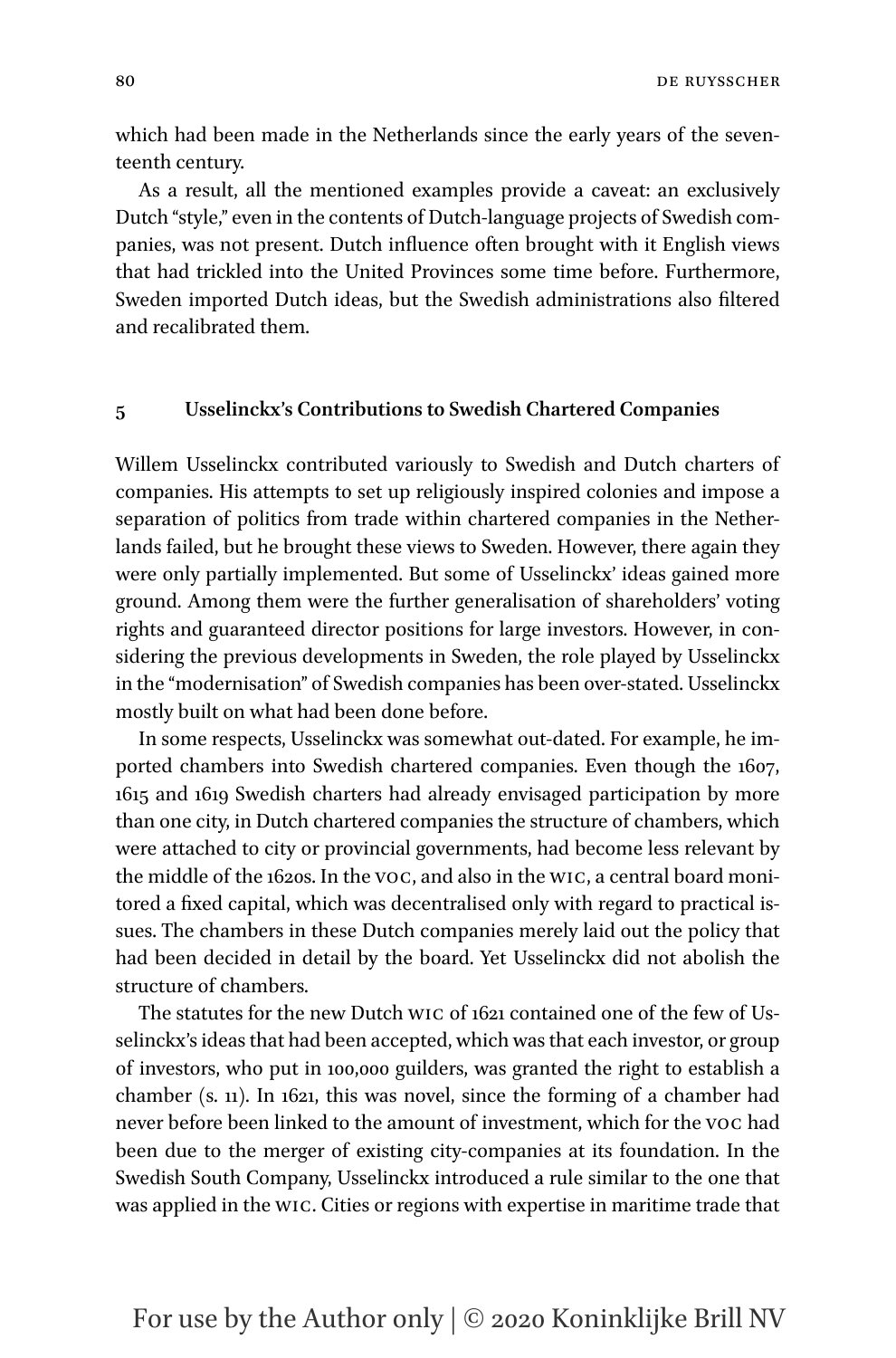which had been made in the Netherlands since the early years of the seventeenth century.

As a result, all the mentioned examples provide a caveat: an exclusively Dutch "style," even in the contents of Dutch-language projects of Swedish companies, was not present. Dutch influence often brought with it English views that had trickled into the United Provinces some time before. Furthermore, Sweden imported Dutch ideas, but the Swedish administrations also filtered and recalibrated them.

## 5 Usselinckx's Contributions to Swedish Chartered Companies

Willem Usselinckx contributed variously to Swedish and Dutch charters of companies. His attempts to set up religiously inspired colonies and impose a separation of politics from trade within chartered companies in the Netherlands failed, but he brought these views to Sweden. However, there again they were only partially implemented. But some of Usselinckx' ideas gained more ground. Among them were the further generalisation of shareholders' voting rights and guaranteed director positions for large investors. However, in considering the previous developments in Sweden, the role played by Usselinckx in the "modernisation" of Swedish companies has been over-stated. Usselinckx mostly built on what had been done before.

In some respects, Usselinckx was somewhat out-dated. For example, he imported chambers into Swedish chartered companies. Even though the 1607, 1615 and 1619 Swedish charters had already envisaged participation by more than one city, in Dutch chartered companies the structure of chambers, which were attached to city or provincial governments, had become less relevant by the middle of the 1620s. In the VOC, and also in the WIC, a central board monitored a fixed capital, which was decentralised only with regard to practical issues. The chambers in these Dutch companies merely laid out the policy that had been decided in detail by the board. Yet Usselinckx did not abolish the structure of chambers.

The statutes for the new Dutch WIC of 1621 contained one of the few of Usselinckx's ideas that had been accepted, which was that each investor, or group of investors, who put in 100,000 guilders, was granted the right to establish a chamber (s. 11). In 1621, this was novel, since the forming of a chamber had never before been linked to the amount of investment, which for the VOC had been due to the merger of existing city-companies at its foundation. In the Swedish South Company, Usselinckx introduced a rule similar to the one that was applied in the WIC. Cities or regions with expertise in maritime trade that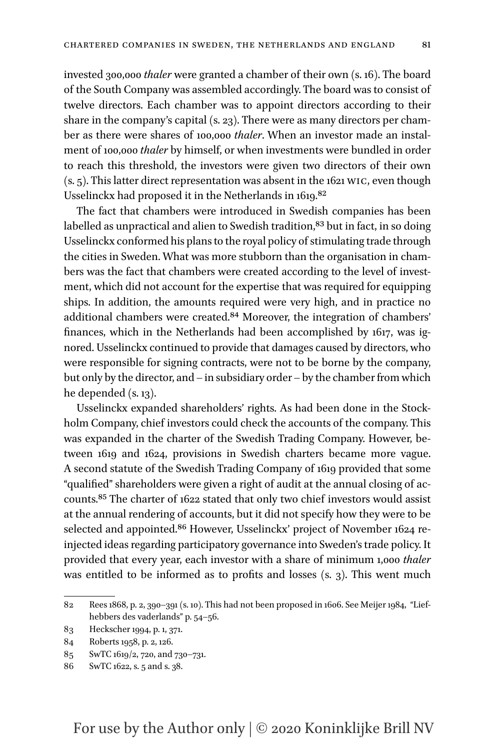invested 300,000 *thaler* were granted a chamber of their own (s. 16). The board of the South Company was assembled accordingly. The board was to consist of twelve directors. Each chamber was to appoint directors according to their share in the company's capital (s. 23). There were as many directors per chamber as there were shares of 100,000 *thaler*. When an investor made an instalment of 100,000 *thaler* by himself, or when investments were bundled in order to reach this threshold, the investors were given two directors of their own (s. 5). This latter direct representation was absent in the 1621 WIC, even though Usselinckx had proposed it in the Netherlands in 1619.[82]

The fact that chambers were introduced in Swedish companies has been labelled as unpractical and alien to Swedish tradition,[83] but in fact, in so doing Usselinckx conformed his plans to the royal policy of stimulating trade through the cities in Sweden. What was more stubborn than the organisation in chambers was the fact that chambers were created according to the level of investment, which did not account for the expertise that was required for equipping ships. In addition, the amounts required were very high, and in practice no additional chambers were created.[84] Moreover, the integration of chambers' finances, which in the Netherlands had been accomplished by 1617, was ignored. Usselinckx continued to provide that damages caused by directors, who were responsible for signing contracts, were not to be borne by the company, but only by the director, and – in subsidiary order – by the chamber from which he depended (s. 13).

Usselinckx expanded shareholders' rights. As had been done in the Stockholm Company, chief investors could check the accounts of the company. This was expanded in the charter of the Swedish Trading Company. However, between 1619 and 1624, provisions in Swedish charters became more vague. A second statute of the Swedish Trading Company of 1619 provided that some "qualified" shareholders were given a right of audit at the annual closing of accounts.[85] The charter of 1622 stated that only two chief investors would assist at the annual rendering of accounts, but it did not specify how they were to be selected and appointed.[86] However, Usselinckx' project of November 1624 re-injected ideas regarding participatory governance into Sweden's trade policy. It provided that every year, each investor with a share of minimum 1,000 *thaler* was entitled to be informed as to profits and losses (s. 3). This went much

---

82 Rees 1868, p. 2, 390–391 (s. 10). This had not been proposed in 1606. See Meijer 1984, "Liefhebbers des vaderlands" p. 54–56.

83 Heckscher 1994, p. 1, 371.

84 Roberts 1958, p. 2, 126.

85 SwTC 1619/2, 720, and 730–731.

86 SwTC 1622, s. 5 and s. 38.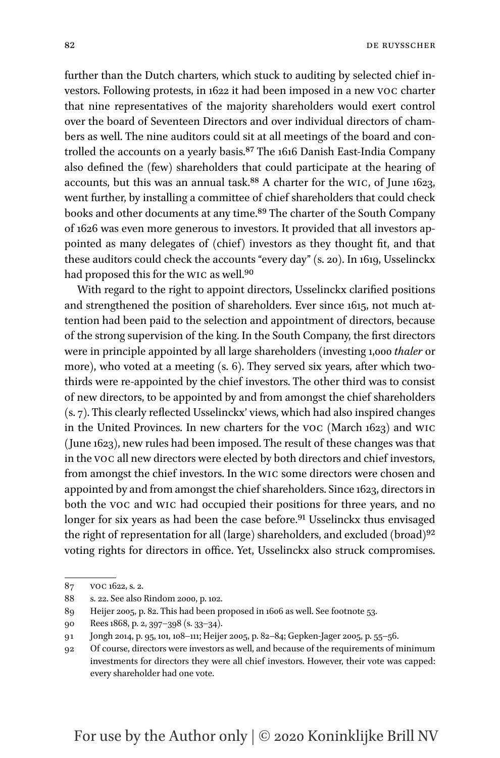further than the Dutch charters, which stuck to auditing by selected chief investors. Following protests, in 1622 it had been imposed in a new VOC charter that nine representatives of the majority shareholders would exert control over the board of Seventeen Directors and over individual directors of chambers as well. The nine auditors could sit at all meetings of the board and controlled the accounts on a yearly basis.[87] The 1616 Danish East-India Company also defined the (few) shareholders that could participate at the hearing of accounts, but this was an annual task.[88] A charter for the WIC, of June 1623, went further, by installing a committee of chief shareholders that could check books and other documents at any time.[89] The charter of the South Company of 1626 was even more generous to investors. It provided that all investors appointed as many delegates of (chief) investors as they thought fit, and that these auditors could check the accounts "every day" (s. 20). In 1619, Usselinckx had proposed this for the WIC as well.[90]

With regard to the right to appoint directors, Usselinckx clarified positions and strengthened the position of shareholders. Ever since 1615, not much attention had been paid to the selection and appointment of directors, because of the strong supervision of the king. In the South Company, the first directors were in principle appointed by all large shareholders (investing 1,000 *thaler* or more), who voted at a meeting (s. 6). They served six years, after which two-thirds were re-appointed by the chief investors. The other third was to consist of new directors, to be appointed by and from amongst the chief shareholders (s. 7). This clearly reflected Usselinckx' views, which had also inspired changes in the United Provinces. In new charters for the VOC (March 1623) and WIC (June 1623), new rules had been imposed. The result of these changes was that in the VOC all new directors were elected by both directors and chief investors, from amongst the chief investors. In the WIC some directors were chosen and appointed by and from amongst the chief shareholders. Since 1623, directors in both the VOC and WIC had occupied their positions for three years, and no longer for six years as had been the case before.[91] Usselinckx thus envisaged the right of representation for all (large) shareholders, and excluded (broad)[92] voting rights for directors in office. Yet, Usselinckx also struck compromises.

---

87 VOC 1622, s. 2.

88 s. 22. See also Rindom 2000, p. 102.

89 Heijer 2005, p. 82. This had been proposed in 1606 as well. See footnote 53.

90 Rees 1868, p. 2, 397–398 (s. 33–34).

91 Jongh 2014, p. 95, 101, 108–111; Heijer 2005, p. 82–84; Gepken-Jager 2005, p. 55–56.

92 Of course, directors were investors as well, and because of the requirements of minimum investments for directors they were all chief investors. However, their vote was capped: every shareholder had one vote.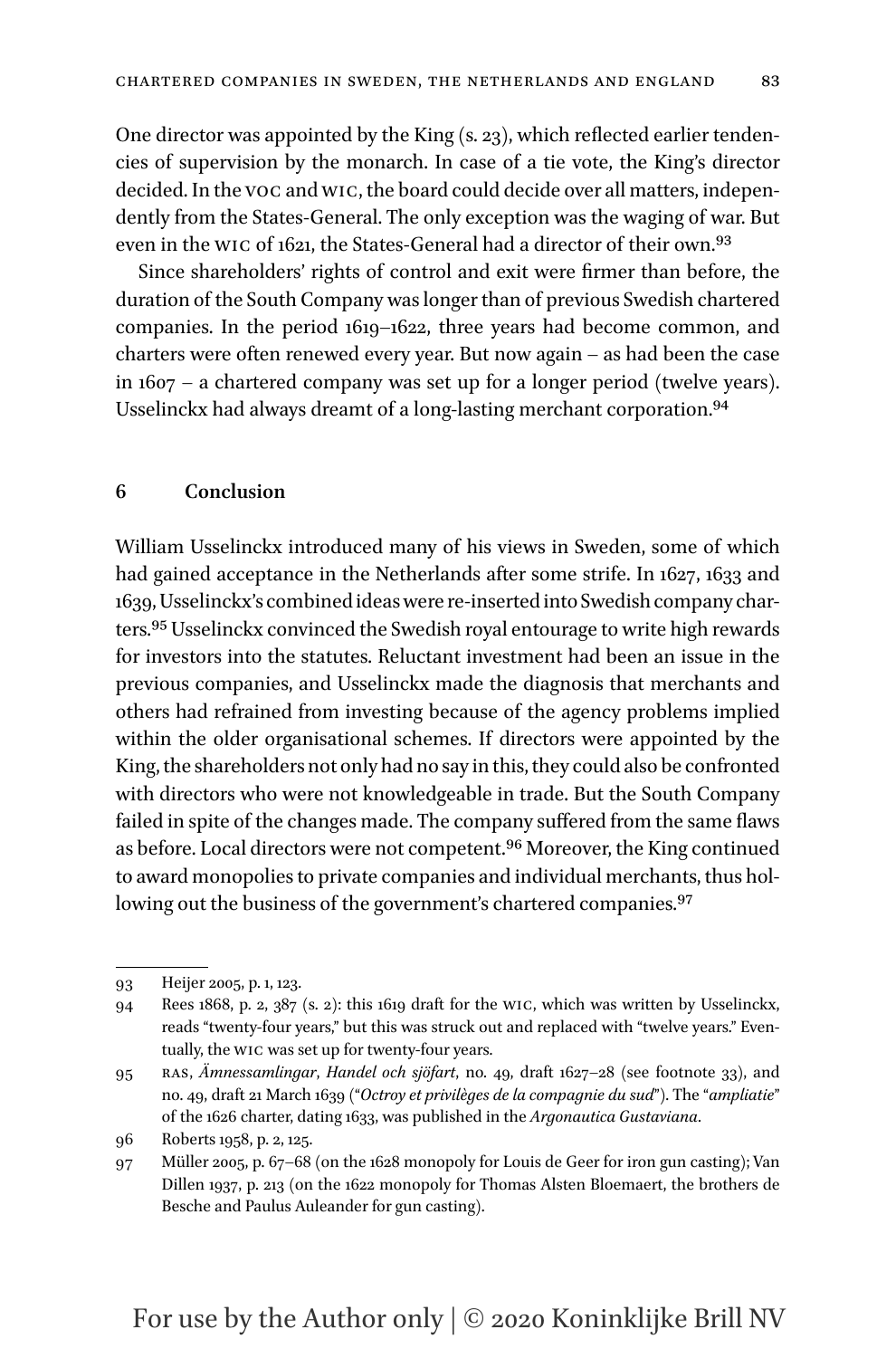One director was appointed by the King (s. 23), which reflected earlier tendencies of supervision by the monarch. In case of a tie vote, the King's director decided. In the VOC and WIC, the board could decide over all matters, independently from the States-General. The only exception was the waging of war. But even in the WIC of 1621, the States-General had a director of their own.[93]

Since shareholders' rights of control and exit were firmer than before, the duration of the South Company was longer than of previous Swedish chartered companies. In the period 1619–1622, three years had become common, and charters were often renewed every year. But now again – as had been the case in 1607 – a chartered company was set up for a longer period (twelve years). Usselinckx had always dreamt of a long-lasting merchant corporation.[94]

## 6 Conclusion

William Usselinckx introduced many of his views in Sweden, some of which had gained acceptance in the Netherlands after some strife. In 1627, 1633 and 1639, Usselinckx's combined ideas were re-inserted into Swedish company charters.[95] Usselinckx convinced the Swedish royal entourage to write high rewards for investors into the statutes. Reluctant investment had been an issue in the previous companies, and Usselinckx made the diagnosis that merchants and others had refrained from investing because of the agency problems implied within the older organisational schemes. If directors were appointed by the King, the shareholders not only had no say in this, they could also be confronted with directors who were not knowledgeable in trade. But the South Company failed in spite of the changes made. The company suffered from the same flaws as before. Local directors were not competent.[96] Moreover, the King continued to award monopolies to private companies and individual merchants, thus hollowing out the business of the government's chartered companies.[97]

---

93 Heijer 2005, p. 1, 123.

94 Rees 1868, p. 2, 387 (s. 2): this 1619 draft for the WIC, which was written by Usselinckx, reads "twenty-four years," but this was struck out and replaced with "twelve years." Eventually, the WIC was set up for twenty-four years.

95 RAS, *Ämnessamlingar*, *Handel och sjöfart*, no. 49, draft 1627–28 (see footnote 33), and no. 49, draft 21 March 1639 ("*Octroy et privilèges de la compagnie du sud*"). The "*ampliatie*" of the 1626 charter, dating 1633, was published in the *Argonautica Gustaviana*.

96 Roberts 1958, p. 2, 125.

97 Müller 2005, p. 67–68 (on the 1628 monopoly for Louis de Geer for iron gun casting); Van Dillen 1937, p. 213 (on the 1622 monopoly for Thomas Alsten Bloemaert, the brothers de Besche and Paulus Auleander for gun casting).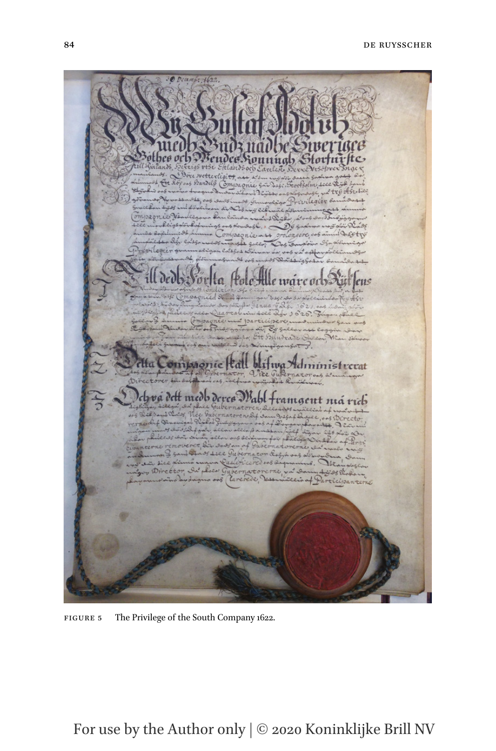Figure 5 The Privilege of the South Company 1622.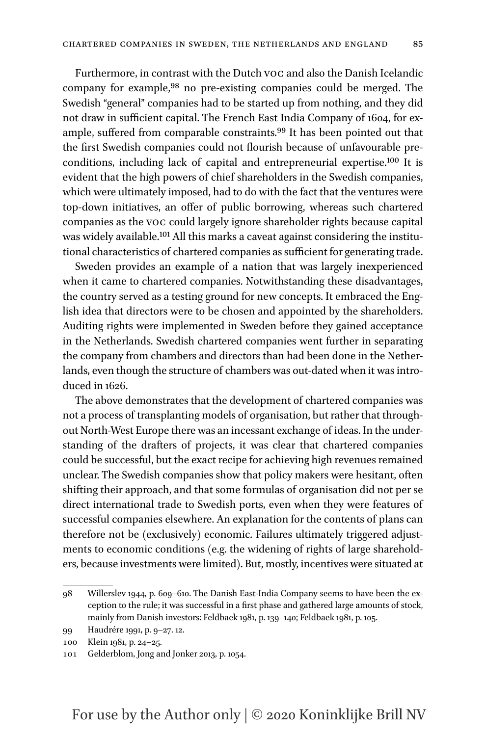Furthermore, in contrast with the Dutch VOC and also the Danish Icelandic company for example,[98] no pre-existing companies could be merged. The Swedish "general" companies had to be started up from nothing, and they did not draw in sufficient capital. The French East India Company of 1604, for example, suffered from comparable constraints.[99] It has been pointed out that the first Swedish companies could not flourish because of unfavourable preconditions, including lack of capital and entrepreneurial expertise.[100] It is evident that the high powers of chief shareholders in the Swedish companies, which were ultimately imposed, had to do with the fact that the ventures were top-down initiatives, an offer of public borrowing, whereas such chartered companies as the VOC could largely ignore shareholder rights because capital was widely available.[101] All this marks a caveat against considering the institutional characteristics of chartered companies as sufficient for generating trade.

Sweden provides an example of a nation that was largely inexperienced when it came to chartered companies. Notwithstanding these disadvantages, the country served as a testing ground for new concepts. It embraced the English idea that directors were to be chosen and appointed by the shareholders. Auditing rights were implemented in Sweden before they gained acceptance in the Netherlands. Swedish chartered companies went further in separating the company from chambers and directors than had been done in the Netherlands, even though the structure of chambers was out-dated when it was introduced in 1626.

The above demonstrates that the development of chartered companies was not a process of transplanting models of organisation, but rather that throughout North-West Europe there was an incessant exchange of ideas. In the understanding of the drafters of projects, it was clear that chartered companies could be successful, but the exact recipe for achieving high revenues remained unclear. The Swedish companies show that policy makers were hesitant, often shifting their approach, and that some formulas of organisation did not per se direct international trade to Swedish ports, even when they were features of successful companies elsewhere. An explanation for the contents of plans can therefore not be (exclusively) economic. Failures ultimately triggered adjustments to economic conditions (e.g. the widening of rights of large shareholders, because investments were limited). But, mostly, incentives were situated at

---

98 Willerslev 1944, p. 609–610. The Danish East-India Company seems to have been the exception to the rule; it was successful in a first phase and gathered large amounts of stock, mainly from Danish investors: Feldbaek 1981, p. 139–140; Feldbaek 1981, p. 105.

99 Haudrére 1991, p. 9–27. 12.

100 Klein 1981, p. 24–25.

101 Gelderblom, Jong and Jonker 2013, p. 1054.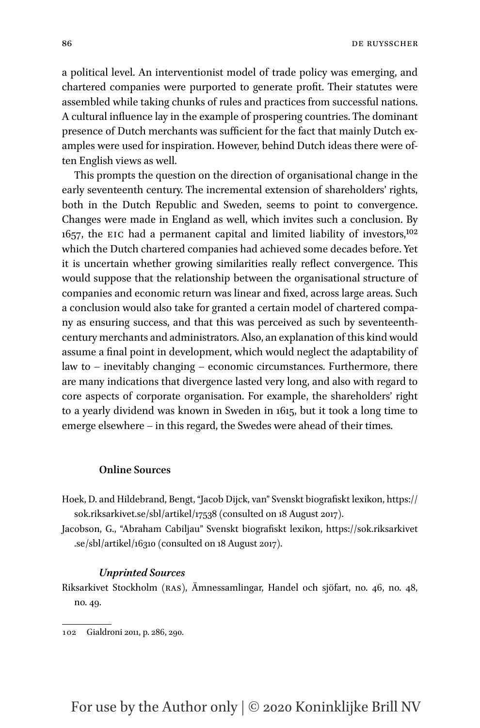a political level. An interventionist model of trade policy was emerging, and chartered companies were purported to generate profit. Their statutes were assembled while taking chunks of rules and practices from successful nations. A cultural influence lay in the example of prospering countries. The dominant presence of Dutch merchants was sufficient for the fact that mainly Dutch examples were used for inspiration. However, behind Dutch ideas there were often English views as well.

This prompts the question on the direction of organisational change in the early seventeenth century. The incremental extension of shareholders' rights, both in the Dutch Republic and Sweden, seems to point to convergence. Changes were made in England as well, which invites such a conclusion. By 1657, the EIC had a permanent capital and limited liability of investors,[102] which the Dutch chartered companies had achieved some decades before. Yet it is uncertain whether growing similarities really reflect convergence. This would suppose that the relationship between the organisational structure of companies and economic return was linear and fixed, across large areas. Such a conclusion would also take for granted a certain model of chartered company as ensuring success, and that this was perceived as such by seventeenth-century merchants and administrators. Also, an explanation of this kind would assume a final point in development, which would neglect the adaptability of law to – inevitably changing – economic circumstances. Furthermore, there are many indications that divergence lasted very long, and also with regard to core aspects of corporate organisation. For example, the shareholders' right to a yearly dividend was known in Sweden in 1615, but it took a long time to emerge elsewhere – in this regard, the Swedes were ahead of their times.

### Online Sources

Hoek, D. and Hildebrand, Bengt, "Jacob Dijck, van" Svenskt biografiskt lexikon, https://sok.riksarkivet.se/sbl/artikel/17538 (consulted on 18 August 2017).

Jacobson, G., "Abraham Cabiljau" Svenskt biografiskt lexikon, https://sok.riksarkivet.se/sbl/artikel/16310 (consulted on 18 August 2017).

#### *Unprinted Sources*

Riksarkivet Stockholm (RAS), Ämnessamlingar, Handel och sjöfart, no. 46, no. 48, no. 49.

---

102 Gialdroni 2011, p. 286, 290.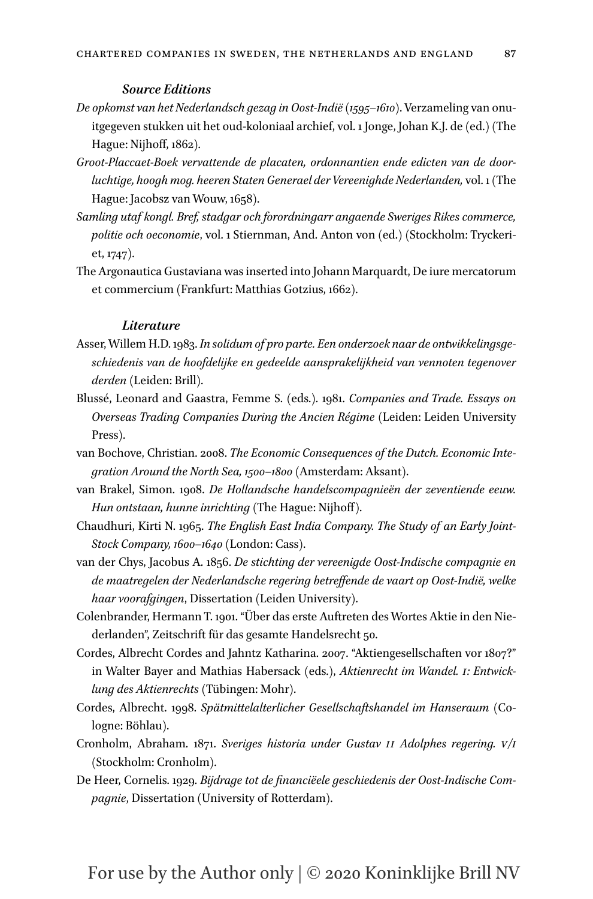### *Source Editions*

*De opkomst van het Nederlandsch gezag in Oost-Indië (1595–1610)*. Verzameling van onuitgegeven stukken uit het oud-koloniaal archief, vol. 1 Jonge, Johan K.J. de (ed.) (The Hague: Nijhoff, 1862).

*Groot-Placcaet-Boek vervattende de placaten, ordonnantien ende edicten van de doorluchtige, hoogh mog. heeren Staten Generael der Vereenighde Nederlanden,* vol. 1 (The Hague: Jacobsz van Wouw, 1658).

*Samling utaf kongl. Bref, stadgar och forordningarr angaende Sweriges Rikes commerce, politie och oeconomie*, vol. 1 Stiernman, And. Anton von (ed.) (Stockholm: Tryckeriet, 1747).

The Argonautica Gustaviana was inserted into Johann Marquardt, De iure mercatorum et commercium (Frankfurt: Matthias Gotzius, 1662).

### *Literature*

Asser, Willem H.D. 1983. *In solidum of pro parte. Een onderzoek naar de ontwikkelingsgeschiedenis van de hoofdelijke en gedeelde aansprakelijkheid van vennoten tegenover derden* (Leiden: Brill).

Blussé, Leonard and Gaastra, Femme S. (eds.). 1981. *Companies and Trade. Essays on Overseas Trading Companies During the Ancien Régime* (Leiden: Leiden University Press).

van Bochove, Christian. 2008. *The Economic Consequences of the Dutch. Economic Integration Around the North Sea, 1500–1800* (Amsterdam: Aksant).

van Brakel, Simon. 1908. *De Hollandsche handelscompagnieën der zeventiende eeuw. Hun ontstaan, hunne inrichting* (The Hague: Nijhoff).

Chaudhuri, Kirti N. 1965. *The English East India Company. The Study of an Early Joint-Stock Company, 1600–1640* (London: Cass).

van der Chys, Jacobus A. 1856. *De stichting der vereenigde Oost-Indische compagnie en de maatregelen der Nederlandsche regering betreffende de vaart op Oost-Indië, welke haar voorafgingen*, Dissertation (Leiden University).

Colenbrander, Hermann T. 1901. "Über das erste Auftreten des Wortes Aktie in den Niederlanden", Zeitschrift für das gesamte Handelsrecht 50.

Cordes, Albrecht Cordes and Jahntz Katharina. 2007. "Aktiengesellschaften vor 1807?" in Walter Bayer and Mathias Habersack (eds.), *Aktienrecht im Wandel. I: Entwicklung des Aktienrechts* (Tübingen: Mohr).

Cordes, Albrecht. 1998. *Spätmittelalterlicher Gesellschaftshandel im Hanseraum* (Cologne: Böhlau).

Cronholm, Abraham. 1871. *Sveriges historia under Gustav II Adolphes regering. V/I* (Stockholm: Cronholm).

De Heer, Cornelis. 1929. *Bijdrage tot de financiëele geschiedenis der Oost-Indische Compagnie*, Dissertation (University of Rotterdam).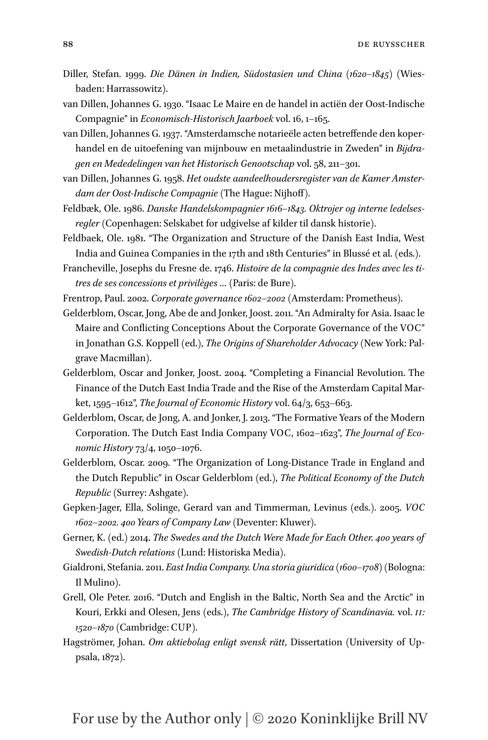Diller, Stefan. 1999. *Die Dänen in Indien, Südostasien und China (1620–1845)* (Wiesbaden: Harrassowitz).

van Dillen, Johannes G. 1930. "Isaac Le Maire en de handel in actiën der Oost-Indische Compagnie" in *Economisch-Historisch Jaarboek* vol. 16, 1–165.

van Dillen, Johannes G. 1937. "Amsterdamsche notarieële acten betreffende den koperhandel en de uitoefening van mijnbouw en metaalindustrie in Zweden" in *Bijdragen en Mededelingen van het Historisch Genootschap* vol. 58, 211–301.

van Dillen, Johannes G. 1958. *Het oudste aandeelhoudersregister van de Kamer Amsterdam der Oost-Indische Compagnie* (The Hague: Nijhoff).

Feldbæk, Ole. 1986. *Danske Handelskompagnier 1616–1843. Oktrojer og interne ledelsesregler* (Copenhagen: Selskabet for udgivelse af kilder til dansk historie).

Feldbaek, Ole. 1981. "The Organization and Structure of the Danish East India, West India and Guinea Companies in the 17th and 18th Centuries" in Blussé et al. (eds.).

Francheville, Josephs du Fresne de. 1746. *Histoire de la compagnie des Indes avec les titres de ses concessions et privilèges …* (Paris: de Bure).

Frentrop, Paul. 2002. *Corporate governance 1602–2002* (Amsterdam: Prometheus).

Gelderblom, Oscar, Jong, Abe de and Jonker, Joost. 2011. "An Admiralty for Asia. Isaac le Maire and Conflicting Conceptions About the Corporate Governance of the VOC" in Jonathan G.S. Koppell (ed.), *The Origins of Shareholder Advocacy* (New York: Palgrave Macmillan).

Gelderblom, Oscar and Jonker, Joost. 2004. "Completing a Financial Revolution. The Finance of the Dutch East India Trade and the Rise of the Amsterdam Capital Market, 1595–1612", *The Journal of Economic History* vol. 64/3, 653–663.

Gelderblom, Oscar, de Jong, A. and Jonker, J. 2013. "The Formative Years of the Modern Corporation. The Dutch East India Company VOC, 1602–1623", *The Journal of Economic History* 73/4, 1050–1076.

Gelderblom, Oscar. 2009. "The Organization of Long-Distance Trade in England and the Dutch Republic" in Oscar Gelderblom (ed.), *The Political Economy of the Dutch Republic* (Surrey: Ashgate).

Gepken-Jager, Ella, Solinge, Gerard van and Timmerman, Levinus (eds.). 2005. *VOC 1602–2002. 400 Years of Company Law* (Deventer: Kluwer).

Gerner, K. (ed.) 2014. *The Swedes and the Dutch Were Made for Each Other. 400 years of Swedish-Dutch relations* (Lund: Historiska Media).

Gialdroni, Stefania. 2011. *East India Company. Una storia giuridica (1600–1708)* (Bologna: Il Mulino).

Grell, Ole Peter. 2016. "Dutch and English in the Baltic, North Sea and the Arctic" in Kouri, Erkki and Olesen, Jens (eds.), *The Cambridge History of Scandinavia.* vol. *II: 1520–1870* (Cambridge: CUP).

Hagströmer, Johan. *Om aktiebolag enligt svensk rätt*, Dissertation (University of Uppsala, 1872).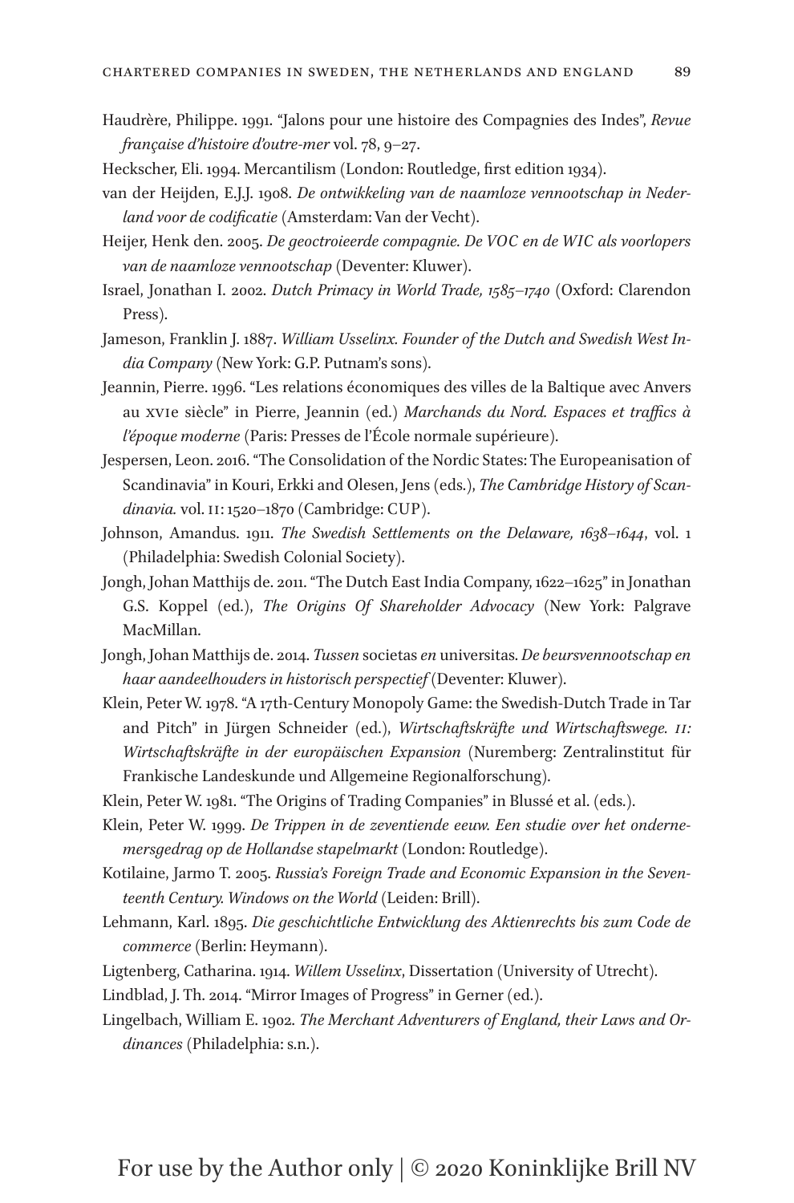Haudrère, Philippe. 1991. "Jalons pour une histoire des Compagnies des Indes", *Revue française d'histoire d'outre-mer* vol. 78, 9–27.

Heckscher, Eli. 1994. Mercantilism (London: Routledge, first edition 1934).

van der Heijden, E.J.J. 1908. *De ontwikkeling van de naamloze vennootschap in Nederland voor de codificatie* (Amsterdam: Van der Vecht).

Heijer, Henk den. 2005. *De geoctroieerde compagnie. De VOC en de WIC als voorlopers van de naamloze vennootschap* (Deventer: Kluwer).

Israel, Jonathan I. 2002. *Dutch Primacy in World Trade, 1585–1740* (Oxford: Clarendon Press).

Jameson, Franklin J. 1887. *William Usselinx. Founder of the Dutch and Swedish West India Company* (New York: G.P. Putnam's sons).

Jeannin, Pierre. 1996. "Les relations économiques des villes de la Baltique avec Anvers au XVIe siècle" in Pierre, Jeannin (ed.) *Marchands du Nord. Espaces et traffics à l'époque moderne* (Paris: Presses de l'École normale supérieure).

Jespersen, Leon. 2016. "The Consolidation of the Nordic States: The Europeanisation of Scandinavia" in Kouri, Erkki and Olesen, Jens (eds.), *The Cambridge History of Scandinavia.* vol. II: 1520–1870 (Cambridge: CUP).

Johnson, Amandus. 1911. *The Swedish Settlements on the Delaware, 1638–1644*, vol. 1 (Philadelphia: Swedish Colonial Society).

Jongh, Johan Matthijs de. 2011. "The Dutch East India Company, 1622–1625" in Jonathan G.S. Koppel (ed.), *The Origins Of Shareholder Advocacy* (New York: Palgrave MacMillan.

Jongh, Johan Matthijs de. 2014. *Tussen* societas *en* universitas. *De beursvennootschap en haar aandeelhouders in historisch perspectief* (Deventer: Kluwer).

Klein, Peter W. 1978. "A 17th-Century Monopoly Game: the Swedish-Dutch Trade in Tar and Pitch" in Jürgen Schneider (ed.), *Wirtschaftskräfte und Wirtschaftswege. II: Wirtschaftskräfte in der europäischen Expansion* (Nuremberg: Zentralinstitut für Frankische Landeskunde und Allgemeine Regionalforschung).

Klein, Peter W. 1981. "The Origins of Trading Companies" in Blussé et al. (eds.).

Klein, Peter W. 1999. *De Trippen in de zeventiende eeuw. Een studie over het ondernemersgedrag op de Hollandse stapelmarkt* (London: Routledge).

Kotilaine, Jarmo T. 2005. *Russia's Foreign Trade and Economic Expansion in the Seventeenth Century. Windows on the World* (Leiden: Brill).

Lehmann, Karl. 1895. *Die geschichtliche Entwicklung des Aktienrechts bis zum Code de commerce* (Berlin: Heymann).

Ligtenberg, Catharina. 1914. *Willem Usselinx*, Dissertation (University of Utrecht).

Lindblad, J. Th. 2014. "Mirror Images of Progress" in Gerner (ed.).

Lingelbach, William E. 1902. *The Merchant Adventurers of England, their Laws and Ordinances* (Philadelphia: s.n.).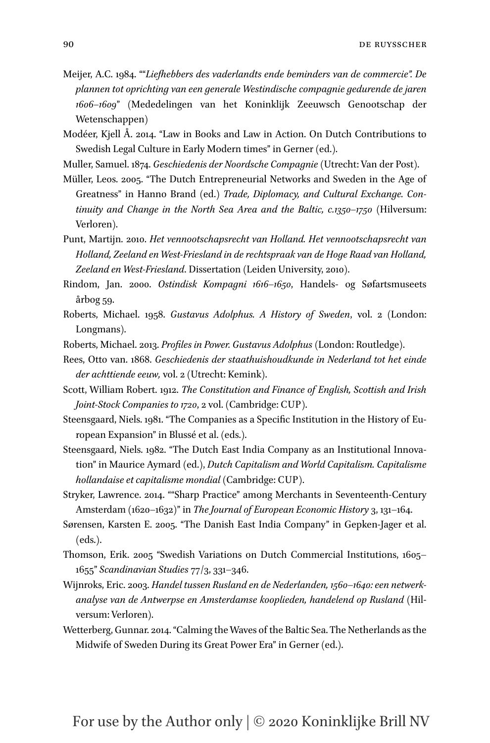Meijer, A.C. 1984. "*"Liefhebbers des vaderlandts ende beminders van de commercie". De plannen tot oprichting van een generale Westindische compagnie gedurende de jaren 1606–1609*" (Mededelingen van het Koninklijk Zeeuwsch Genootschap der Wetenschappen)

Modéer, Kjell Å. 2014. "Law in Books and Law in Action. On Dutch Contributions to Swedish Legal Culture in Early Modern times" in Gerner (ed.).

Muller, Samuel. 1874. *Geschiedenis der Noordsche Compagnie* (Utrecht: Van der Post).

Müller, Leos. 2005. "The Dutch Entrepreneurial Networks and Sweden in the Age of Greatness" in Hanno Brand (ed.) *Trade, Diplomacy, and Cultural Exchange. Continuity and Change in the North Sea Area and the Baltic, c.1350–1750* (Hilversum: Verloren).

Punt, Martijn. 2010. *Het vennootschapsrecht van Holland. Het vennootschapsrecht van Holland, Zeeland en West-Friesland in de rechtspraak van de Hoge Raad van Holland, Zeeland en West-Friesland*. Dissertation (Leiden University, 2010).

Rindom, Jan. 2000. *Ostindisk Kompagni 1616–1650*, Handels- og Søfartsmuseets årbog 59.

Roberts, Michael. 1958. *Gustavus Adolphus. A History of Sweden*, vol. 2 (London: Longmans).

Roberts, Michael. 2013. *Profiles in Power. Gustavus Adolphus* (London: Routledge).

Rees, Otto van. 1868. *Geschiedenis der staathuishoudkunde in Nederland tot het einde der achttiende eeuw,* vol. 2 (Utrecht: Kemink).

Scott, William Robert. 1912. *The Constitution and Finance of English, Scottish and Irish Joint-Stock Companies to 1720*, 2 vol. (Cambridge: CUP).

Steensgaard, Niels. 1981. "The Companies as a Specific Institution in the History of European Expansion" in Blussé et al. (eds.).

Steensgaard, Niels. 1982. "The Dutch East India Company as an Institutional Innovation" in Maurice Aymard (ed.), *Dutch Capitalism and World Capitalism. Capitalisme hollandaise et capitalisme mondial* (Cambridge: CUP).

Stryker, Lawrence. 2014. ""Sharp Practice" among Merchants in Seventeenth-Century Amsterdam (1620–1632)" in *The Journal of European Economic History* 3, 131–164.

Sørensen, Karsten E. 2005. "The Danish East India Company" in Gepken-Jager et al. (eds.).

Thomson, Erik. 2005 "Swedish Variations on Dutch Commercial Institutions, 1605–1655" *Scandinavian Studies* 77/3, 331–346.

Wijnroks, Eric. 2003. *Handel tussen Rusland en de Nederlanden, 1560–1640: een netwerkanalyse van de Antwerpse en Amsterdamse kooplieden, handelend op Rusland* (Hilversum: Verloren).

Wetterberg, Gunnar. 2014. "Calming the Waves of the Baltic Sea. The Netherlands as the Midwife of Sweden During its Great Power Era" in Gerner (ed.).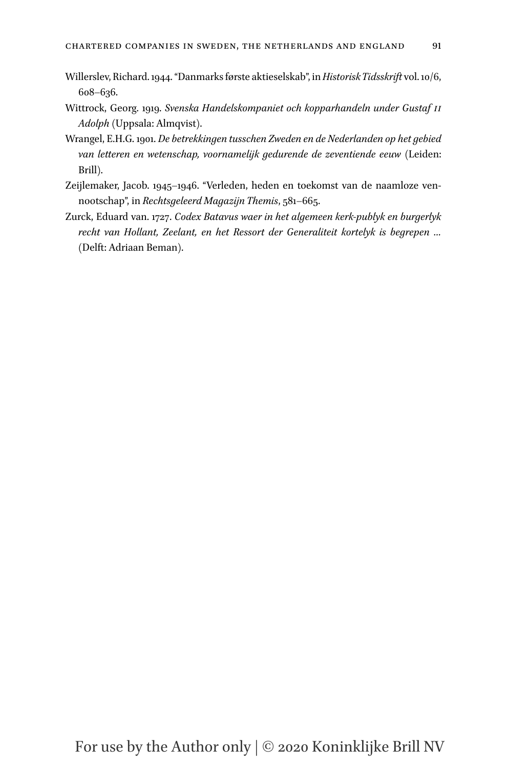Willerslev, Richard. 1944. "Danmarks første aktieselskab", in *Historisk Tidsskrift* vol. 10/6, 608–636.

Wittrock, Georg. 1919. *Svenska Handelskompaniet och kopparhandeln under Gustaf II Adolph* (Uppsala: Almqvist).

Wrangel, E.H.G. 1901. *De betrekkingen tusschen Zweden en de Nederlanden op het gebied van letteren en wetenschap, voornamelijk gedurende de zeventiende eeuw* (Leiden: Brill).

Zeijlemaker, Jacob. 1945–1946. "Verleden, heden en toekomst van de naamloze vennootschap", in *Rechtsgeleerd Magazijn Themis*, 581–665.

Zurck, Eduard van. 1727. *Codex Batavus waer in het algemeen kerk-publyk en burgerlyk recht van Hollant, Zeelant, en het Ressort der Generaliteit kortelyk is begrepen …* (Delft: Adriaan Beman).